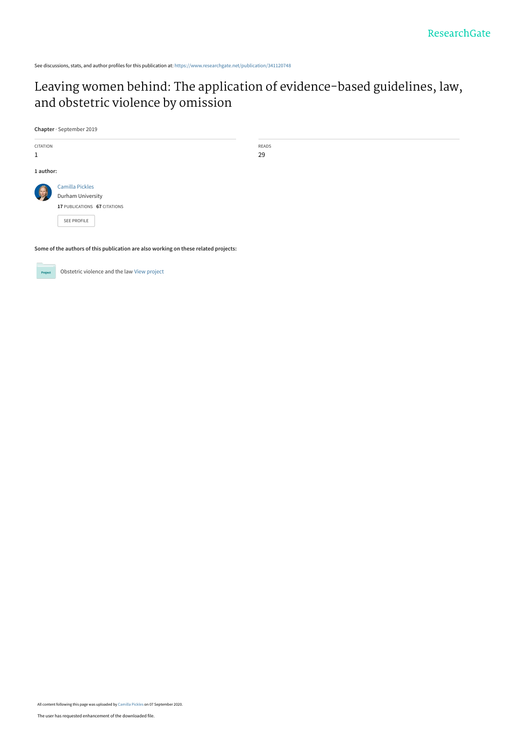See discussions, stats, and author profiles for this publication at: https://www.researchgate.net/publication/341120748

# Leaving women behind: The application of evidence-based guidelines, law, and obstetric violence by omission

**Chapter** · September 2019

CITATION
1

READS
29

**1 author:**

Camilla Pickles
Durham University
**17** PUBLICATIONS **67** CITATIONS

SEE PROFILE

**Some of the authors of this publication are also working on these related projects:**

Obstetric violence and the law View project

All content following this page was uploaded by Camilla Pickles on 07 September 2020.

The user has requested enhancement of the downloaded file.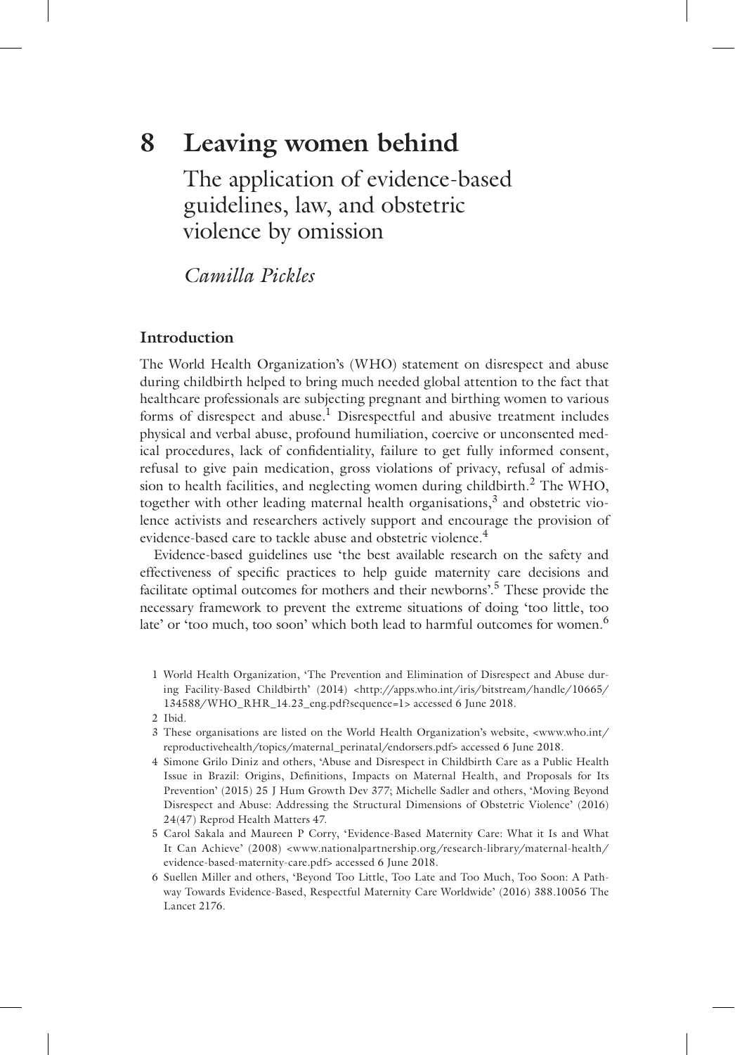# 8 Leaving women behind

The application of evidence-based guidelines, law, and obstetric violence by omission

*Camilla Pickles*

## Introduction

The World Health Organization's (WHO) statement on disrespect and abuse during childbirth helped to bring much needed global attention to the fact that healthcare professionals are subjecting pregnant and birthing women to various forms of disrespect and abuse.[1] Disrespectful and abusive treatment includes physical and verbal abuse, profound humiliation, coercive or unconsented medical procedures, lack of confidentiality, failure to get fully informed consent, refusal to give pain medication, gross violations of privacy, refusal of admission to health facilities, and neglecting women during childbirth.[2] The WHO, together with other leading maternal health organisations,[3] and obstetric violence activists and researchers actively support and encourage the provision of evidence-based care to tackle abuse and obstetric violence.[4]

Evidence-based guidelines use 'the best available research on the safety and effectiveness of specific practices to help guide maternity care decisions and facilitate optimal outcomes for mothers and their newborns'.[5] These provide the necessary framework to prevent the extreme situations of doing 'too little, too late' or 'too much, too soon' which both lead to harmful outcomes for women.[6]

1 World Health Organization, 'The Prevention and Elimination of Disrespect and Abuse during Facility-Based Childbirth' (2014) <http://apps.who.int/iris/bitstream/handle/10665/134588/WHO_RHR_14.23_eng.pdf?sequence=1> accessed 6 June 2018.

2 Ibid.

3 These organisations are listed on the World Health Organization's website, <www.who.int/reproductivehealth/topics/maternal_perinatal/endorsers.pdf> accessed 6 June 2018.

4 Simone Grilo Diniz and others, 'Abuse and Disrespect in Childbirth Care as a Public Health Issue in Brazil: Origins, Definitions, Impacts on Maternal Health, and Proposals for Its Prevention' (2015) 25 J Hum Growth Dev 377; Michelle Sadler and others, 'Moving Beyond Disrespect and Abuse: Addressing the Structural Dimensions of Obstetric Violence' (2016) 24(47) Reprod Health Matters 47.

5 Carol Sakala and Maureen P Corry, 'Evidence-Based Maternity Care: What it Is and What It Can Achieve' (2008) <www.nationalpartnership.org/research-library/maternal-health/evidence-based-maternity-care.pdf> accessed 6 June 2018.

6 Suellen Miller and others, 'Beyond Too Little, Too Late and Too Much, Too Soon: A Pathway Towards Evidence-Based, Respectful Maternity Care Worldwide' (2016) 388.10056 The Lancet 2176.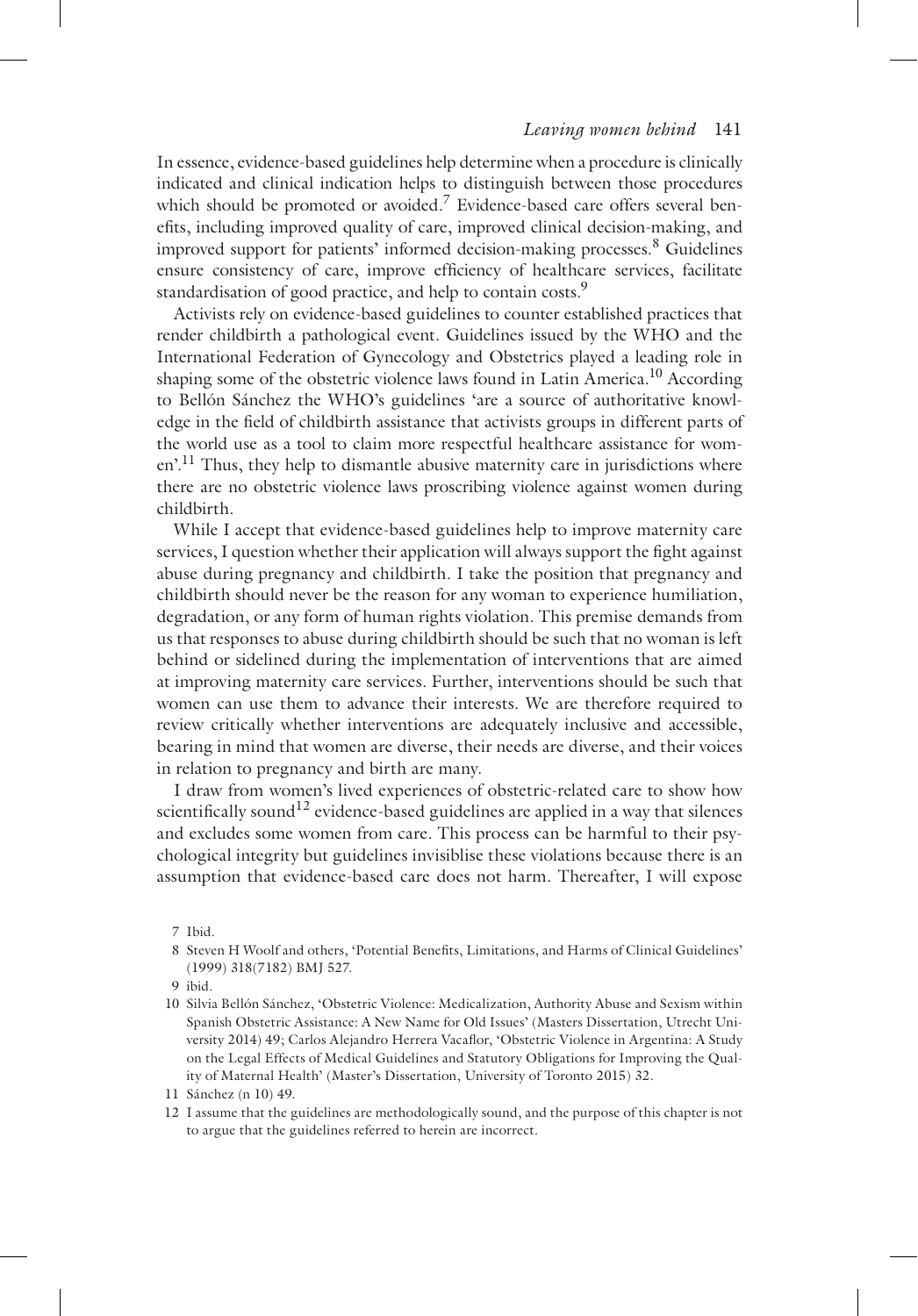In essence, evidence-based guidelines help determine when a procedure is clinically indicated and clinical indication helps to distinguish between those procedures which should be promoted or avoided.[7] Evidence-based care offers several benefits, including improved quality of care, improved clinical decision-making, and improved support for patients' informed decision-making processes.[8] Guidelines ensure consistency of care, improve efficiency of healthcare services, facilitate standardisation of good practice, and help to contain costs.[9]

Activists rely on evidence-based guidelines to counter established practices that render childbirth a pathological event. Guidelines issued by the WHO and the International Federation of Gynecology and Obstetrics played a leading role in shaping some of the obstetric violence laws found in Latin America.[10] According to Bellón Sánchez the WHO's guidelines 'are a source of authoritative knowledge in the field of childbirth assistance that activists groups in different parts of the world use as a tool to claim more respectful healthcare assistance for women'.[11] Thus, they help to dismantle abusive maternity care in jurisdictions where there are no obstetric violence laws proscribing violence against women during childbirth.

While I accept that evidence-based guidelines help to improve maternity care services, I question whether their application will always support the fight against abuse during pregnancy and childbirth. I take the position that pregnancy and childbirth should never be the reason for any woman to experience humiliation, degradation, or any form of human rights violation. This premise demands from us that responses to abuse during childbirth should be such that no woman is left behind or sidelined during the implementation of interventions that are aimed at improving maternity care services. Further, interventions should be such that women can use them to advance their interests. We are therefore required to review critically whether interventions are adequately inclusive and accessible, bearing in mind that women are diverse, their needs are diverse, and their voices in relation to pregnancy and birth are many.

I draw from women's lived experiences of obstetric-related care to show how scientifically sound[12] evidence-based guidelines are applied in a way that silences and excludes some women from care. This process can be harmful to their psychological integrity but guidelines invisiblise these violations because there is an assumption that evidence-based care does not harm. Thereafter, I will expose

7 Ibid.

8 Steven H Woolf and others, 'Potential Benefits, Limitations, and Harms of Clinical Guidelines' (1999) 318(7182) BMJ 527.

9 ibid.

10 Silvia Bellón Sánchez, 'Obstetric Violence: Medicalization, Authority Abuse and Sexism within Spanish Obstetric Assistance: A New Name for Old Issues' (Masters Dissertation, Utrecht University 2014) 49; Carlos Alejandro Herrera Vacaflor, 'Obstetric Violence in Argentina: A Study on the Legal Effects of Medical Guidelines and Statutory Obligations for Improving the Quality of Maternal Health' (Master's Dissertation, University of Toronto 2015) 32.

11 Sánchez (n 10) 49.

12 I assume that the guidelines are methodologically sound, and the purpose of this chapter is not to argue that the guidelines referred to herein are incorrect.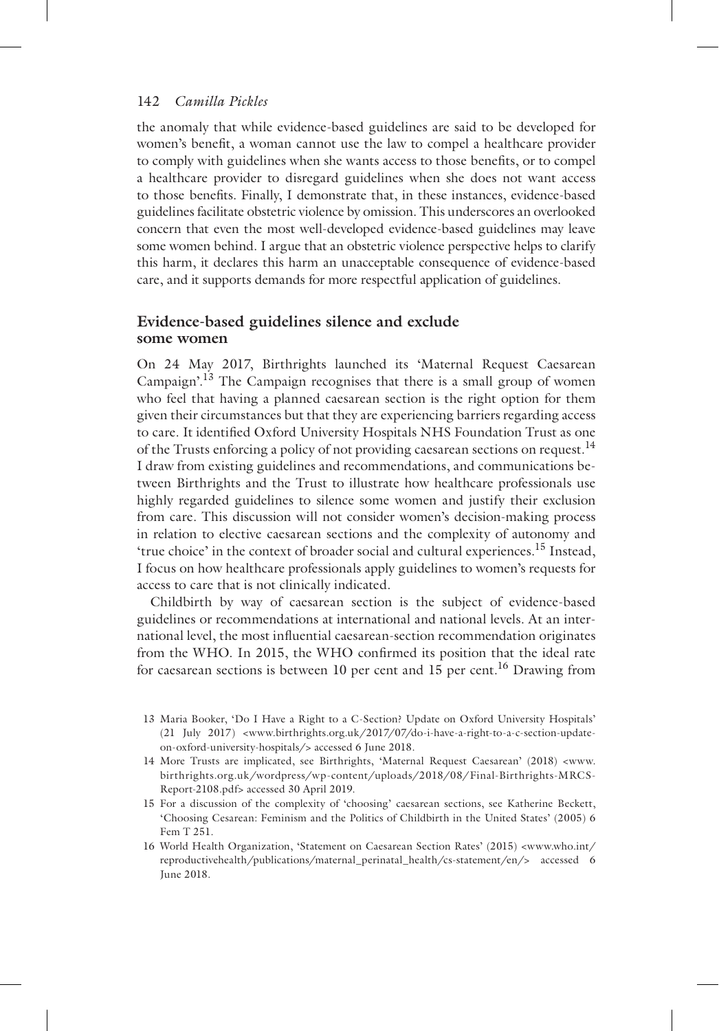the anomaly that while evidence-based guidelines are said to be developed for women's benefit, a woman cannot use the law to compel a healthcare provider to comply with guidelines when she wants access to those benefits, or to compel a healthcare provider to disregard guidelines when she does not want access to those benefits. Finally, I demonstrate that, in these instances, evidence-based guidelines facilitate obstetric violence by omission. This underscores an overlooked concern that even the most well-developed evidence-based guidelines may leave some women behind. I argue that an obstetric violence perspective helps to clarify this harm, it declares this harm an unacceptable consequence of evidence-based care, and it supports demands for more respectful application of guidelines.

## Evidence-based guidelines silence and exclude some women

On 24 May 2017, Birthrights launched its 'Maternal Request Caesarean Campaign'.[13] The Campaign recognises that there is a small group of women who feel that having a planned caesarean section is the right option for them given their circumstances but that they are experiencing barriers regarding access to care. It identified Oxford University Hospitals NHS Foundation Trust as one of the Trusts enforcing a policy of not providing caesarean sections on request.[14] I draw from existing guidelines and recommendations, and communications between Birthrights and the Trust to illustrate how healthcare professionals use highly regarded guidelines to silence some women and justify their exclusion from care. This discussion will not consider women's decision-making process in relation to elective caesarean sections and the complexity of autonomy and 'true choice' in the context of broader social and cultural experiences.[15] Instead, I focus on how healthcare professionals apply guidelines to women's requests for access to care that is not clinically indicated.

Childbirth by way of caesarean section is the subject of evidence-based guidelines or recommendations at international and national levels. At an international level, the most influential caesarean-section recommendation originates from the WHO. In 2015, the WHO confirmed its position that the ideal rate for caesarean sections is between 10 per cent and 15 per cent.[16] Drawing from

13 Maria Booker, 'Do I Have a Right to a C-Section? Update on Oxford University Hospitals' (21 July 2017) <www.birthrights.org.uk/2017/07/do-i-have-a-right-to-a-c-section-update-on-oxford-university-hospitals/> accessed 6 June 2018.

14 More Trusts are implicated, see Birthrights, 'Maternal Request Caesarean' (2018) <www.birthrights.org.uk/wordpress/wp-content/uploads/2018/08/Final-Birthrights-MRCS-Report-2108.pdf> accessed 30 April 2019.

15 For a discussion of the complexity of 'choosing' caesarean sections, see Katherine Beckett, 'Choosing Cesarean: Feminism and the Politics of Childbirth in the United States' (2005) 6 Fem T 251.

16 World Health Organization, 'Statement on Caesarean Section Rates' (2015) <www.who.int/reproductivehealth/publications/maternal_perinatal_health/cs-statement/en/> accessed 6 June 2018.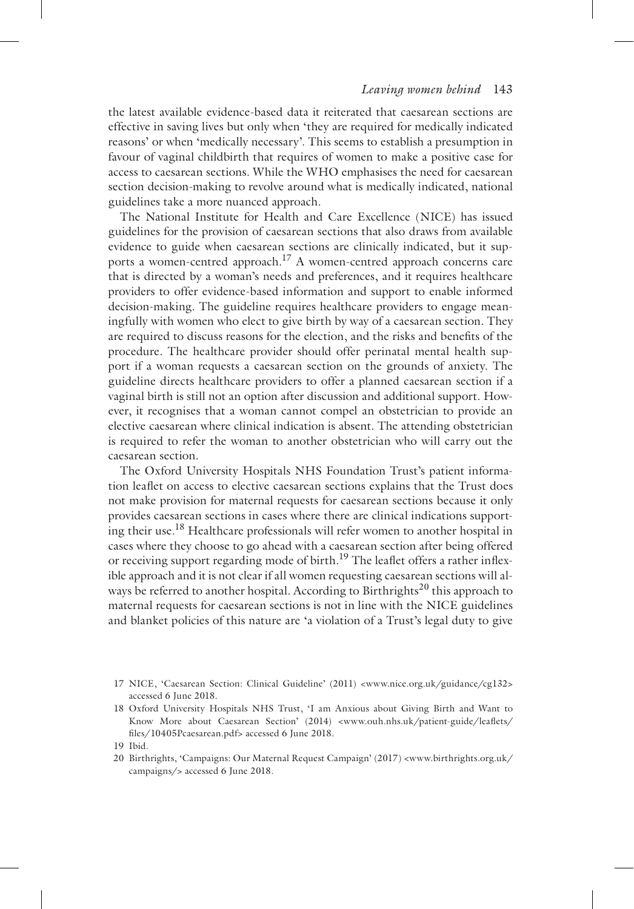the latest available evidence-based data it reiterated that caesarean sections are effective in saving lives but only when 'they are required for medically indicated reasons' or when 'medically necessary'. This seems to establish a presumption in favour of vaginal childbirth that requires of women to make a positive case for access to caesarean sections. While the WHO emphasises the need for caesarean section decision-making to revolve around what is medically indicated, national guidelines take a more nuanced approach.

The National Institute for Health and Care Excellence (NICE) has issued guidelines for the provision of caesarean sections that also draws from available evidence to guide when caesarean sections are clinically indicated, but it supports a women-centred approach.[17] A women-centred approach concerns care that is directed by a woman's needs and preferences, and it requires healthcare providers to offer evidence-based information and support to enable informed decision-making. The guideline requires healthcare providers to engage meaningfully with women who elect to give birth by way of a caesarean section. They are required to discuss reasons for the election, and the risks and benefits of the procedure. The healthcare provider should offer perinatal mental health support if a woman requests a caesarean section on the grounds of anxiety. The guideline directs healthcare providers to offer a planned caesarean section if a vaginal birth is still not an option after discussion and additional support. However, it recognises that a woman cannot compel an obstetrician to provide an elective caesarean where clinical indication is absent. The attending obstetrician is required to refer the woman to another obstetrician who will carry out the caesarean section.

The Oxford University Hospitals NHS Foundation Trust's patient information leaflet on access to elective caesarean sections explains that the Trust does not make provision for maternal requests for caesarean sections because it only provides caesarean sections in cases where there are clinical indications supporting their use.[18] Healthcare professionals will refer women to another hospital in cases where they choose to go ahead with a caesarean section after being offered or receiving support regarding mode of birth.[19] The leaflet offers a rather inflexible approach and it is not clear if all women requesting caesarean sections will always be referred to another hospital. According to Birthrights[20] this approach to maternal requests for caesarean sections is not in line with the NICE guidelines and blanket policies of this nature are 'a violation of a Trust's legal duty to give

17 NICE, 'Caesarean Section: Clinical Guideline' (2011) <www.nice.org.uk/guidance/cg132> accessed 6 June 2018.

18 Oxford University Hospitals NHS Trust, 'I am Anxious about Giving Birth and Want to Know More about Caesarean Section' (2014) <www.ouh.nhs.uk/patient-guide/leaflets/files/10405Pcaesarean.pdf> accessed 6 June 2018.

19 Ibid.

20 Birthrights, 'Campaigns: Our Maternal Request Campaign' (2017) <www.birthrights.org.uk/campaigns/> accessed 6 June 2018.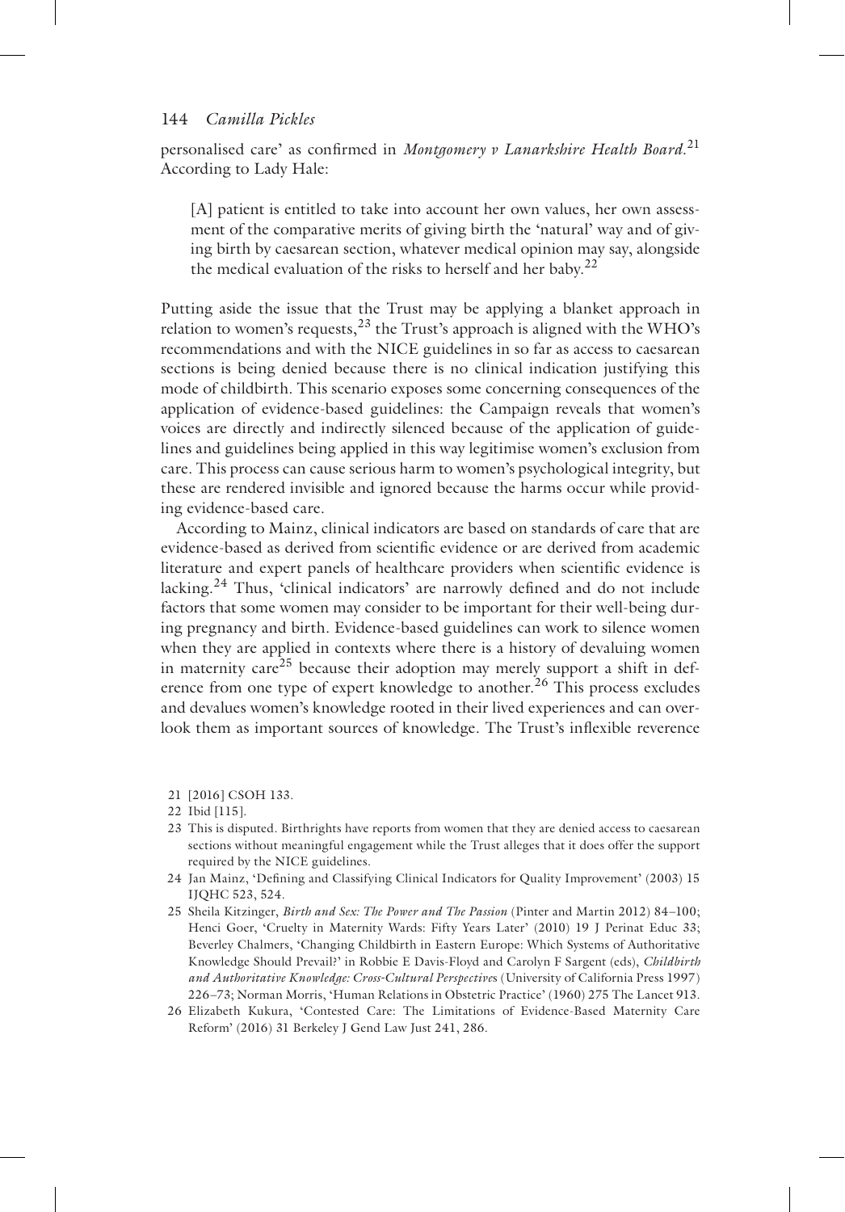personalised care' as confirmed in *Montgomery v Lanarkshire Health Board*.[21] According to Lady Hale:

> [A] patient is entitled to take into account her own values, her own assessment of the comparative merits of giving birth the 'natural' way and of giving birth by caesarean section, whatever medical opinion may say, alongside the medical evaluation of the risks to herself and her baby.[22]

Putting aside the issue that the Trust may be applying a blanket approach in relation to women's requests,[23] the Trust's approach is aligned with the WHO's recommendations and with the NICE guidelines in so far as access to caesarean sections is being denied because there is no clinical indication justifying this mode of childbirth. This scenario exposes some concerning consequences of the application of evidence-based guidelines: the Campaign reveals that women's voices are directly and indirectly silenced because of the application of guidelines and guidelines being applied in this way legitimise women's exclusion from care. This process can cause serious harm to women's psychological integrity, but these are rendered invisible and ignored because the harms occur while providing evidence-based care.

According to Mainz, clinical indicators are based on standards of care that are evidence-based as derived from scientific evidence or are derived from academic literature and expert panels of healthcare providers when scientific evidence is lacking.[24] Thus, 'clinical indicators' are narrowly defined and do not include factors that some women may consider to be important for their well-being during pregnancy and birth. Evidence-based guidelines can work to silence women when they are applied in contexts where there is a history of devaluing women in maternity care[25] because their adoption may merely support a shift in deference from one type of expert knowledge to another.[26] This process excludes and devalues women's knowledge rooted in their lived experiences and can overlook them as important sources of knowledge. The Trust's inflexible reverence

21 [2016] CSOH 133.

22 Ibid [115].

23 This is disputed. Birthrights have reports from women that they are denied access to caesarean sections without meaningful engagement while the Trust alleges that it does offer the support required by the NICE guidelines.

24 Jan Mainz, 'Defining and Classifying Clinical Indicators for Quality Improvement' (2003) 15 IJQHC 523, 524.

25 Sheila Kitzinger, *Birth and Sex: The Power and The Passion* (Pinter and Martin 2012) 84–100; Henci Goer, 'Cruelty in Maternity Wards: Fifty Years Later' (2010) 19 J Perinat Educ 33; Beverley Chalmers, 'Changing Childbirth in Eastern Europe: Which Systems of Authoritative Knowledge Should Prevail?' in Robbie E Davis-Floyd and Carolyn F Sargent (eds), *Childbirth and Authoritative Knowledge: Cross-Cultural Perspectives* (University of California Press 1997) 226–73; Norman Morris, 'Human Relations in Obstetric Practice' (1960) 275 The Lancet 913.

26 Elizabeth Kukura, 'Contested Care: The Limitations of Evidence-Based Maternity Care Reform' (2016) 31 Berkeley J Gend Law Just 241, 286.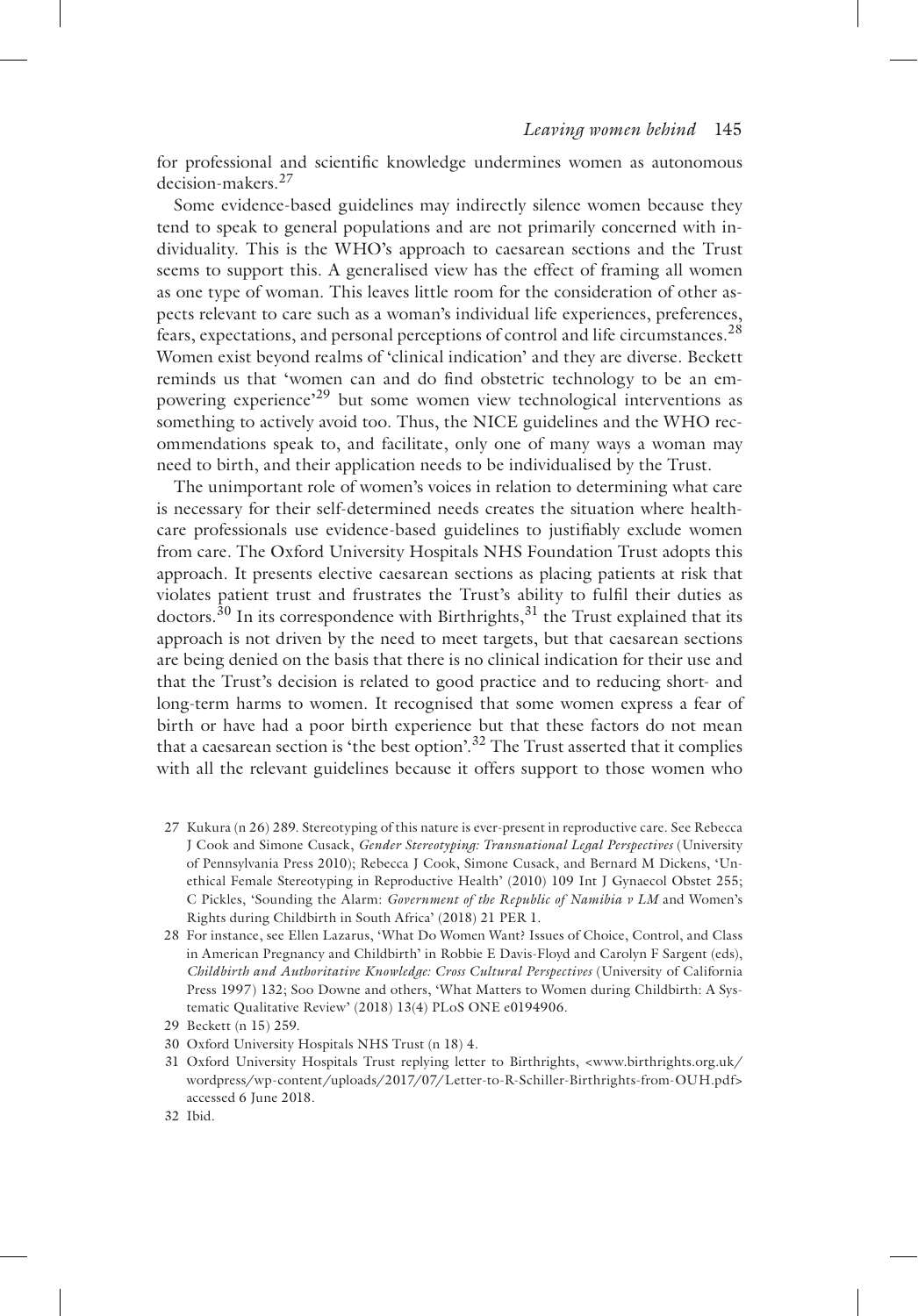for professional and scientific knowledge undermines women as autonomous decision-makers.[27]

Some evidence-based guidelines may indirectly silence women because they tend to speak to general populations and are not primarily concerned with individuality. This is the WHO's approach to caesarean sections and the Trust seems to support this. A generalised view has the effect of framing all women as one type of woman. This leaves little room for the consideration of other aspects relevant to care such as a woman's individual life experiences, preferences, fears, expectations, and personal perceptions of control and life circumstances.[28] Women exist beyond realms of 'clinical indication' and they are diverse. Beckett reminds us that 'women can and do find obstetric technology to be an empowering experience'[29] but some women view technological interventions as something to actively avoid too. Thus, the NICE guidelines and the WHO recommendations speak to, and facilitate, only one of many ways a woman may need to birth, and their application needs to be individualised by the Trust.

The unimportant role of women's voices in relation to determining what care is necessary for their self-determined needs creates the situation where healthcare professionals use evidence-based guidelines to justifiably exclude women from care. The Oxford University Hospitals NHS Foundation Trust adopts this approach. It presents elective caesarean sections as placing patients at risk that violates patient trust and frustrates the Trust's ability to fulfil their duties as doctors.[30] In its correspondence with Birthrights,[31] the Trust explained that its approach is not driven by the need to meet targets, but that caesarean sections are being denied on the basis that there is no clinical indication for their use and that the Trust's decision is related to good practice and to reducing short- and long-term harms to women. It recognised that some women express a fear of birth or have had a poor birth experience but that these factors do not mean that a caesarean section is 'the best option'.[32] The Trust asserted that it complies with all the relevant guidelines because it offers support to those women who

27 Kukura (n 26) 289. Stereotyping of this nature is ever-present in reproductive care. See Rebecca J Cook and Simone Cusack, *Gender Stereotyping: Transnational Legal Perspectives* (University of Pennsylvania Press 2010); Rebecca J Cook, Simone Cusack, and Bernard M Dickens, 'Unethical Female Stereotyping in Reproductive Health' (2010) 109 Int J Gynaecol Obstet 255; C Pickles, 'Sounding the Alarm: *Government of the Republic of Namibia v LM* and Women's Rights during Childbirth in South Africa' (2018) 21 PER 1.

28 For instance, see Ellen Lazarus, 'What Do Women Want? Issues of Choice, Control, and Class in American Pregnancy and Childbirth' in Robbie E Davis-Floyd and Carolyn F Sargent (eds), *Childbirth and Authoritative Knowledge: Cross Cultural Perspectives* (University of California Press 1997) 132; Soo Downe and others, 'What Matters to Women during Childbirth: A Systematic Qualitative Review' (2018) 13(4) PLoS ONE e0194906.

29 Beckett (n 15) 259.

30 Oxford University Hospitals NHS Trust (n 18) 4.

31 Oxford University Hospitals Trust replying letter to Birthrights, <www.birthrights.org.uk/wordpress/wp-content/uploads/2017/07/Letter-to-R-Schiller-Birthrights-from-OUH.pdf> accessed 6 June 2018.

32 Ibid.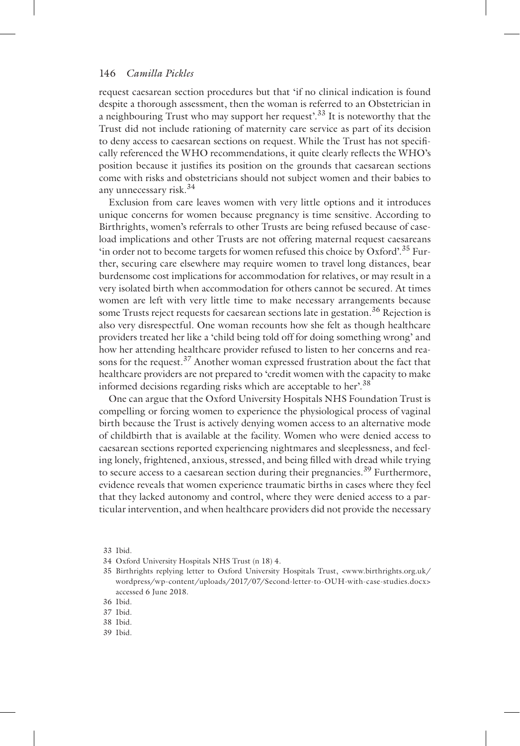request caesarean section procedures but that 'if no clinical indication is found despite a thorough assessment, then the woman is referred to an Obstetrician in a neighbouring Trust who may support her request'.[33] It is noteworthy that the Trust did not include rationing of maternity care service as part of its decision to deny access to caesarean sections on request. While the Trust has not specifically referenced the WHO recommendations, it quite clearly reflects the WHO's position because it justifies its position on the grounds that caesarean sections come with risks and obstetricians should not subject women and their babies to any unnecessary risk.[34]

Exclusion from care leaves women with very little options and it introduces unique concerns for women because pregnancy is time sensitive. According to Birthrights, women's referrals to other Trusts are being refused because of caseload implications and other Trusts are not offering maternal request caesareans 'in order not to become targets for women refused this choice by Oxford'.[35] Further, securing care elsewhere may require women to travel long distances, bear burdensome cost implications for accommodation for relatives, or may result in a very isolated birth when accommodation for others cannot be secured. At times women are left with very little time to make necessary arrangements because some Trusts reject requests for caesarean sections late in gestation.[36] Rejection is also very disrespectful. One woman recounts how she felt as though healthcare providers treated her like a 'child being told off for doing something wrong' and how her attending healthcare provider refused to listen to her concerns and reasons for the request.[37] Another woman expressed frustration about the fact that healthcare providers are not prepared to 'credit women with the capacity to make informed decisions regarding risks which are acceptable to her'.[38]

One can argue that the Oxford University Hospitals NHS Foundation Trust is compelling or forcing women to experience the physiological process of vaginal birth because the Trust is actively denying women access to an alternative mode of childbirth that is available at the facility. Women who were denied access to caesarean sections reported experiencing nightmares and sleeplessness, and feeling lonely, frightened, anxious, stressed, and being filled with dread while trying to secure access to a caesarean section during their pregnancies.[39] Furthermore, evidence reveals that women experience traumatic births in cases where they feel that they lacked autonomy and control, where they were denied access to a particular intervention, and when healthcare providers did not provide the necessary

33 Ibid.

34 Oxford University Hospitals NHS Trust (n 18) 4.

35 Birthrights replying letter to Oxford University Hospitals Trust, <www.birthrights.org.uk/wordpress/wp-content/uploads/2017/07/Second-letter-to-OUH-with-case-studies.docx> accessed 6 June 2018.

36 Ibid.

37 Ibid.

38 Ibid.

39 Ibid.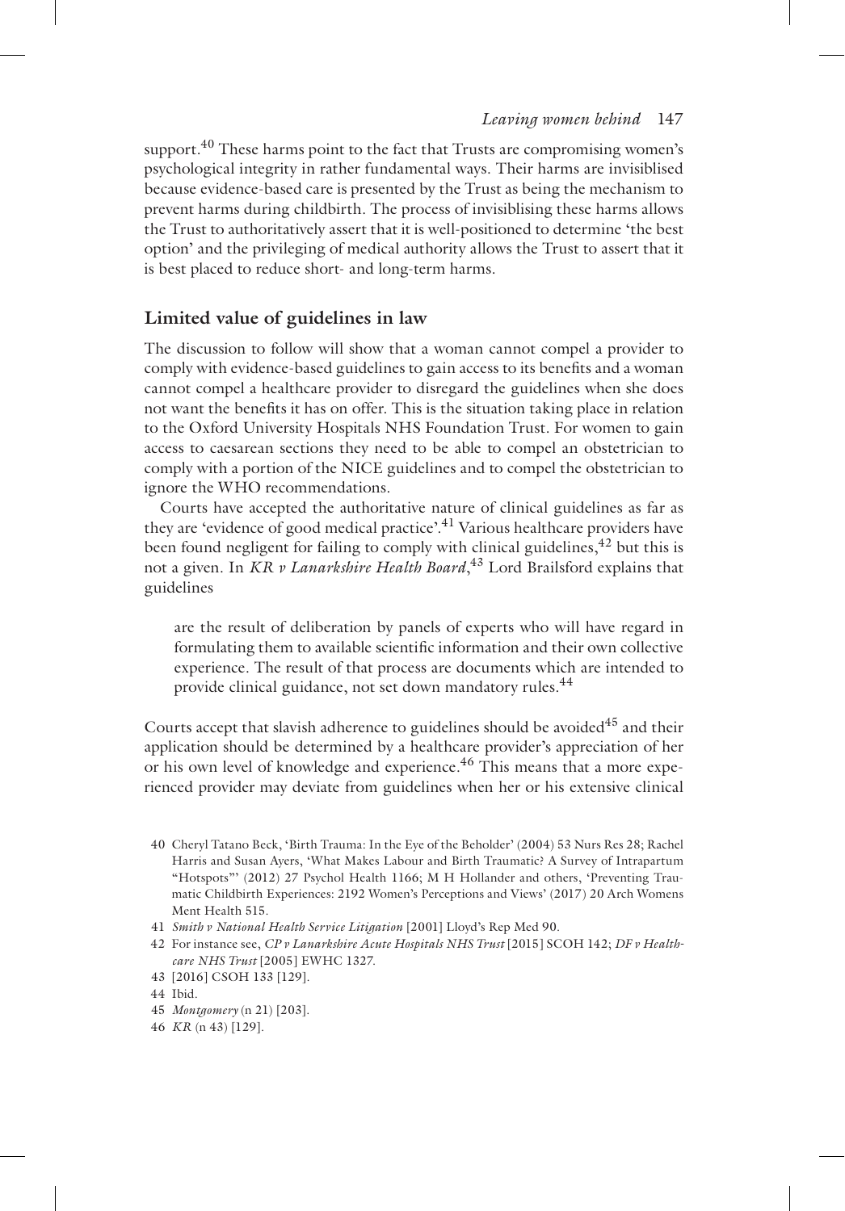support.[40] These harms point to the fact that Trusts are compromising women's psychological integrity in rather fundamental ways. Their harms are invisiblised because evidence-based care is presented by the Trust as being the mechanism to prevent harms during childbirth. The process of invisiblising these harms allows the Trust to authoritatively assert that it is well-positioned to determine 'the best option' and the privileging of medical authority allows the Trust to assert that it is best placed to reduce short- and long-term harms.

## Limited value of guidelines in law

The discussion to follow will show that a woman cannot compel a provider to comply with evidence-based guidelines to gain access to its benefits and a woman cannot compel a healthcare provider to disregard the guidelines when she does not want the benefits it has on offer. This is the situation taking place in relation to the Oxford University Hospitals NHS Foundation Trust. For women to gain access to caesarean sections they need to be able to compel an obstetrician to comply with a portion of the NICE guidelines and to compel the obstetrician to ignore the WHO recommendations.

Courts have accepted the authoritative nature of clinical guidelines as far as they are 'evidence of good medical practice'.[41] Various healthcare providers have been found negligent for failing to comply with clinical guidelines,[42] but this is not a given. In *KR v Lanarkshire Health Board*,[43] Lord Brailsford explains that guidelines

> are the result of deliberation by panels of experts who will have regard in formulating them to available scientific information and their own collective experience. The result of that process are documents which are intended to provide clinical guidance, not set down mandatory rules.[44]

Courts accept that slavish adherence to guidelines should be avoided[45] and their application should be determined by a healthcare provider's appreciation of her or his own level of knowledge and experience.[46] This means that a more experienced provider may deviate from guidelines when her or his extensive clinical

40 Cheryl Tatano Beck, 'Birth Trauma: In the Eye of the Beholder' (2004) 53 Nurs Res 28; Rachel Harris and Susan Ayers, 'What Makes Labour and Birth Traumatic? A Survey of Intrapartum "Hotspots"' (2012) 27 Psychol Health 1166; M H Hollander and others, 'Preventing Traumatic Childbirth Experiences: 2192 Women's Perceptions and Views' (2017) 20 Arch Womens Ment Health 515.

41 *Smith v National Health Service Litigation* [2001] Lloyd's Rep Med 90.

42 For instance see, *CP v Lanarkshire Acute Hospitals NHS Trust* [2015] SCOH 142; *DF v Healthcare NHS Trust* [2005] EWHC 1327.

43 [2016] CSOH 133 [129].

44 Ibid.

45 *Montgomery* (n 21) [203].

46 *KR* (n 43) [129].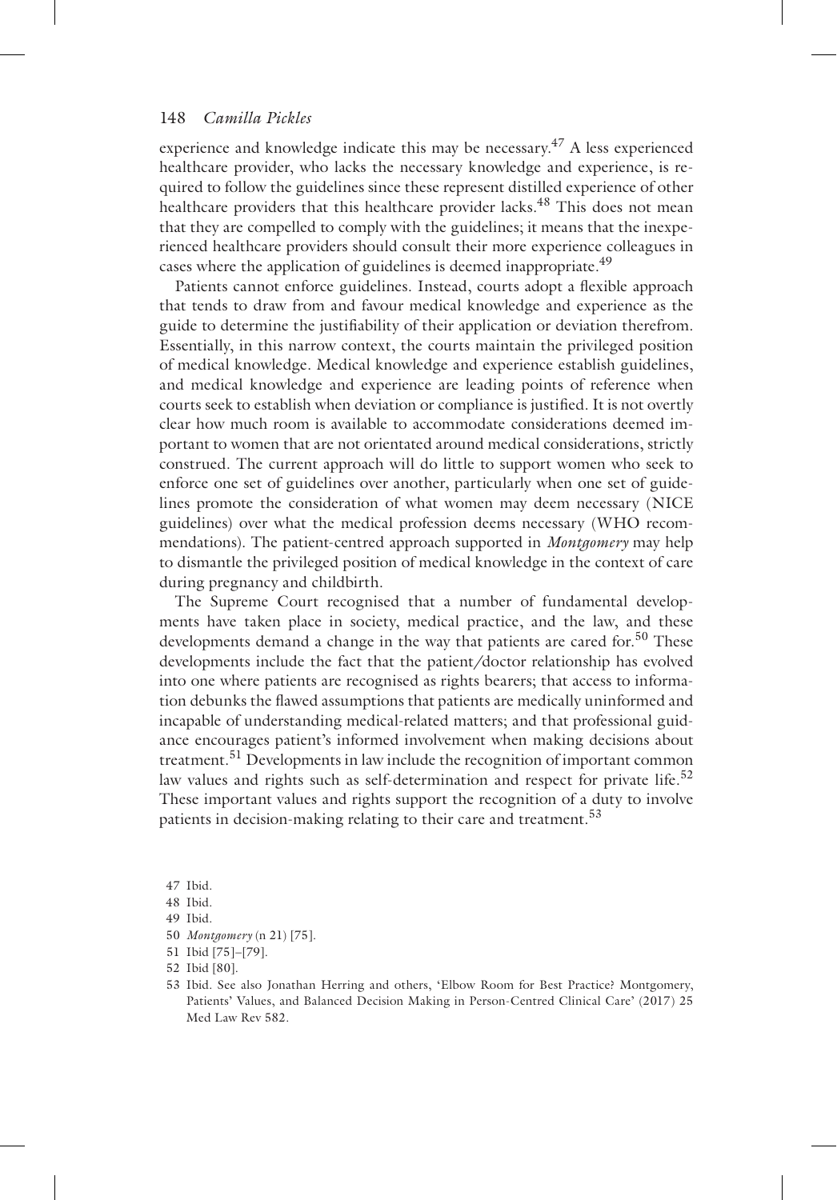experience and knowledge indicate this may be necessary.[47] A less experienced healthcare provider, who lacks the necessary knowledge and experience, is required to follow the guidelines since these represent distilled experience of other healthcare providers that this healthcare provider lacks.[48] This does not mean that they are compelled to comply with the guidelines; it means that the inexperienced healthcare providers should consult their more experience colleagues in cases where the application of guidelines is deemed inappropriate.[49]

Patients cannot enforce guidelines. Instead, courts adopt a flexible approach that tends to draw from and favour medical knowledge and experience as the guide to determine the justifiability of their application or deviation therefrom. Essentially, in this narrow context, the courts maintain the privileged position of medical knowledge. Medical knowledge and experience establish guidelines, and medical knowledge and experience are leading points of reference when courts seek to establish when deviation or compliance is justified. It is not overtly clear how much room is available to accommodate considerations deemed important to women that are not orientated around medical considerations, strictly construed. The current approach will do little to support women who seek to enforce one set of guidelines over another, particularly when one set of guidelines promote the consideration of what women may deem necessary (NICE guidelines) over what the medical profession deems necessary (WHO recommendations). The patient-centred approach supported in *Montgomery* may help to dismantle the privileged position of medical knowledge in the context of care during pregnancy and childbirth.

The Supreme Court recognised that a number of fundamental developments have taken place in society, medical practice, and the law, and these developments demand a change in the way that patients are cared for.[50] These developments include the fact that the patient/doctor relationship has evolved into one where patients are recognised as rights bearers; that access to information debunks the flawed assumptions that patients are medically uninformed and incapable of understanding medical-related matters; and that professional guidance encourages patient's informed involvement when making decisions about treatment.[51] Developments in law include the recognition of important common law values and rights such as self-determination and respect for private life.[52] These important values and rights support the recognition of a duty to involve patients in decision-making relating to their care and treatment.[53]

47 Ibid.

48 Ibid.

49 Ibid.

50 *Montgomery* (n 21) [75].

51 Ibid [75]–[79].

52 Ibid [80].

53 Ibid. See also Jonathan Herring and others, 'Elbow Room for Best Practice? Montgomery, Patients' Values, and Balanced Decision Making in Person-Centred Clinical Care' (2017) 25 Med Law Rev 582.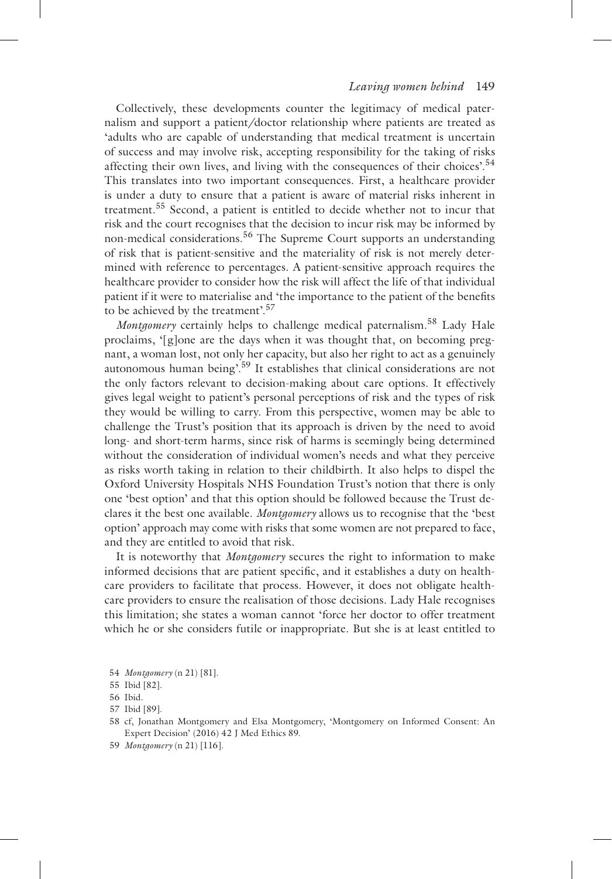Collectively, these developments counter the legitimacy of medical paternalism and support a patient/doctor relationship where patients are treated as 'adults who are capable of understanding that medical treatment is uncertain of success and may involve risk, accepting responsibility for the taking of risks affecting their own lives, and living with the consequences of their choices'.[54] This translates into two important consequences. First, a healthcare provider is under a duty to ensure that a patient is aware of material risks inherent in treatment.[55] Second, a patient is entitled to decide whether not to incur that risk and the court recognises that the decision to incur risk may be informed by non-medical considerations.[56] The Supreme Court supports an understanding of risk that is patient-sensitive and the materiality of risk is not merely determined with reference to percentages. A patient-sensitive approach requires the healthcare provider to consider how the risk will affect the life of that individual patient if it were to materialise and 'the importance to the patient of the benefits to be achieved by the treatment'.[57]

*Montgomery* certainly helps to challenge medical paternalism.[58] Lady Hale proclaims, '[g]one are the days when it was thought that, on becoming pregnant, a woman lost, not only her capacity, but also her right to act as a genuinely autonomous human being'.[59] It establishes that clinical considerations are not the only factors relevant to decision-making about care options. It effectively gives legal weight to patient's personal perceptions of risk and the types of risk they would be willing to carry. From this perspective, women may be able to challenge the Trust's position that its approach is driven by the need to avoid long- and short-term harms, since risk of harms is seemingly being determined without the consideration of individual women's needs and what they perceive as risks worth taking in relation to their childbirth. It also helps to dispel the Oxford University Hospitals NHS Foundation Trust's notion that there is only one 'best option' and that this option should be followed because the Trust declares it the best one available. *Montgomery* allows us to recognise that the 'best option' approach may come with risks that some women are not prepared to face, and they are entitled to avoid that risk.

It is noteworthy that *Montgomery* secures the right to information to make informed decisions that are patient specific, and it establishes a duty on healthcare providers to facilitate that process. However, it does not obligate healthcare providers to ensure the realisation of those decisions. Lady Hale recognises this limitation; she states a woman cannot 'force her doctor to offer treatment which he or she considers futile or inappropriate. But she is at least entitled to

54 *Montgomery* (n 21) [81].

55 Ibid [82].

56 Ibid.

57 Ibid [89].

58 cf, Jonathan Montgomery and Elsa Montgomery, 'Montgomery on Informed Consent: An Expert Decision' (2016) 42 J Med Ethics 89.

59 *Montgomery* (n 21) [116].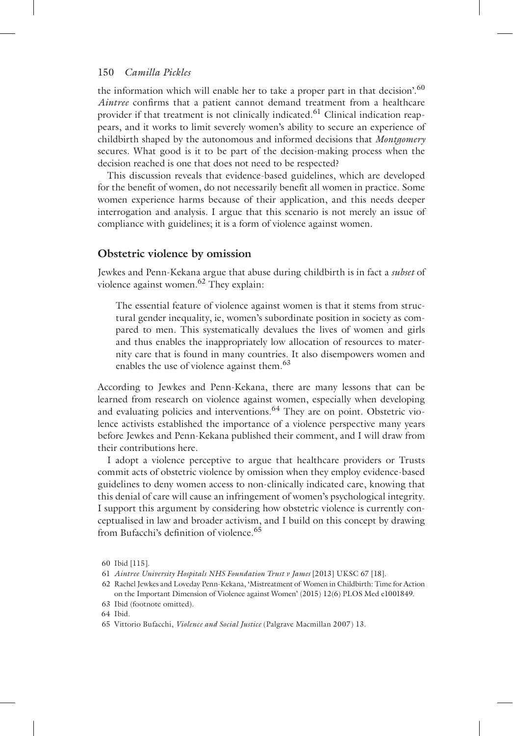the information which will enable her to take a proper part in that decision'.[60] *Aintree* confirms that a patient cannot demand treatment from a healthcare provider if that treatment is not clinically indicated.[61] Clinical indication reappears, and it works to limit severely women's ability to secure an experience of childbirth shaped by the autonomous and informed decisions that *Montgomery* secures. What good is it to be part of the decision-making process when the decision reached is one that does not need to be respected?

This discussion reveals that evidence-based guidelines, which are developed for the benefit of women, do not necessarily benefit all women in practice. Some women experience harms because of their application, and this needs deeper interrogation and analysis. I argue that this scenario is not merely an issue of compliance with guidelines; it is a form of violence against women.

## Obstetric violence by omission

Jewkes and Penn-Kekana argue that abuse during childbirth is in fact a *subset* of violence against women.[62] They explain:

> The essential feature of violence against women is that it stems from structural gender inequality, ie, women's subordinate position in society as compared to men. This systematically devalues the lives of women and girls and thus enables the inappropriately low allocation of resources to maternity care that is found in many countries. It also disempowers women and enables the use of violence against them.[63]

According to Jewkes and Penn-Kekana, there are many lessons that can be learned from research on violence against women, especially when developing and evaluating policies and interventions.[64] They are on point. Obstetric violence activists established the importance of a violence perspective many years before Jewkes and Penn-Kekana published their comment, and I will draw from their contributions here.

I adopt a violence perceptive to argue that healthcare providers or Trusts commit acts of obstetric violence by omission when they employ evidence-based guidelines to deny women access to non-clinically indicated care, knowing that this denial of care will cause an infringement of women's psychological integrity. I support this argument by considering how obstetric violence is currently conceptualised in law and broader activism, and I build on this concept by drawing from Bufacchi's definition of violence.[65]

60 Ibid [115].

61 *Aintree University Hospitals NHS Foundation Trust v James* [2013] UKSC 67 [18].

62 Rachel Jewkes and Loveday Penn-Kekana, 'Mistreatment of Women in Childbirth: Time for Action on the Important Dimension of Violence against Women' (2015) 12(6) PLOS Med e1001849.

63 Ibid (footnote omitted).

64 Ibid.

65 Vittorio Bufacchi, *Violence and Social Justice* (Palgrave Macmillan 2007) 13.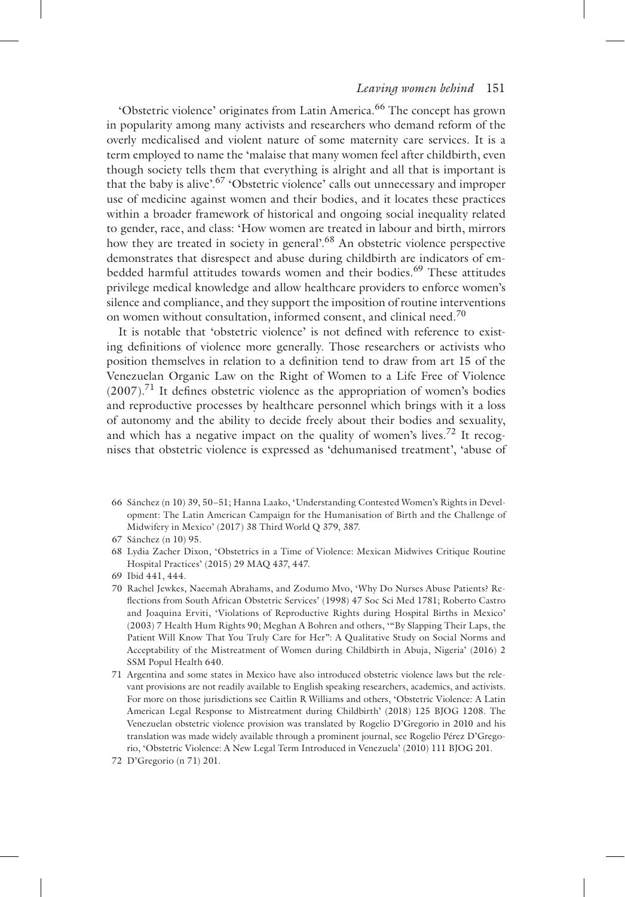'Obstetric violence' originates from Latin America.[66] The concept has grown in popularity among many activists and researchers who demand reform of the overly medicalised and violent nature of some maternity care services. It is a term employed to name the 'malaise that many women feel after childbirth, even though society tells them that everything is alright and all that is important is that the baby is alive'.[67] 'Obstetric violence' calls out unnecessary and improper use of medicine against women and their bodies, and it locates these practices within a broader framework of historical and ongoing social inequality related to gender, race, and class: 'How women are treated in labour and birth, mirrors how they are treated in society in general'.[68] An obstetric violence perspective demonstrates that disrespect and abuse during childbirth are indicators of embedded harmful attitudes towards women and their bodies.[69] These attitudes privilege medical knowledge and allow healthcare providers to enforce women's silence and compliance, and they support the imposition of routine interventions on women without consultation, informed consent, and clinical need.[70]

It is notable that 'obstetric violence' is not defined with reference to existing definitions of violence more generally. Those researchers or activists who position themselves in relation to a definition tend to draw from art 15 of the Venezuelan Organic Law on the Right of Women to a Life Free of Violence (2007).[71] It defines obstetric violence as the appropriation of women's bodies and reproductive processes by healthcare personnel which brings with it a loss of autonomy and the ability to decide freely about their bodies and sexuality, and which has a negative impact on the quality of women's lives.[72] It recognises that obstetric violence is expressed as 'dehumanised treatment', 'abuse of

66 Sánchez (n 10) 39, 50–51; Hanna Laako, 'Understanding Contested Women's Rights in Development: The Latin American Campaign for the Humanisation of Birth and the Challenge of Midwifery in Mexico' (2017) 38 Third World Q 379, 387.

67 Sánchez (n 10) 95.

68 Lydia Zacher Dixon, 'Obstetrics in a Time of Violence: Mexican Midwives Critique Routine Hospital Practices' (2015) 29 MAQ 437, 447.

69 Ibid 441, 444.

70 Rachel Jewkes, Naeemah Abrahams, and Zodumo Mvo, 'Why Do Nurses Abuse Patients? Reflections from South African Obstetric Services' (1998) 47 Soc Sci Med 1781; Roberto Castro and Joaquina Erviti, 'Violations of Reproductive Rights during Hospital Births in Mexico' (2003) 7 Health Hum Rights 90; Meghan A Bohren and others, '"By Slapping Their Laps, the Patient Will Know That You Truly Care for Her": A Qualitative Study on Social Norms and Acceptability of the Mistreatment of Women during Childbirth in Abuja, Nigeria' (2016) 2 SSM Popul Health 640.

71 Argentina and some states in Mexico have also introduced obstetric violence laws but the relevant provisions are not readily available to English speaking researchers, academics, and activists. For more on those jurisdictions see Caitlin R Williams and others, 'Obstetric Violence: A Latin American Legal Response to Mistreatment during Childbirth' (2018) 125 BJOG 1208. The Venezuelan obstetric violence provision was translated by Rogelio D'Gregorio in 2010 and his translation was made widely available through a prominent journal, see Rogelio Pérez D'Gregorio, 'Obstetric Violence: A New Legal Term Introduced in Venezuela' (2010) 111 BJOG 201.

72 D'Gregorio (n 71) 201.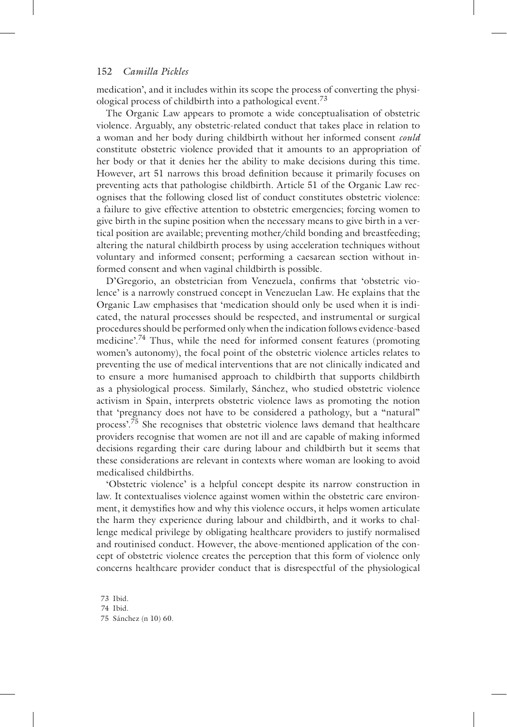medication', and it includes within its scope the process of converting the physiological process of childbirth into a pathological event.[73]

The Organic Law appears to promote a wide conceptualisation of obstetric violence. Arguably, any obstetric-related conduct that takes place in relation to a woman and her body during childbirth without her informed consent *could* constitute obstetric violence provided that it amounts to an appropriation of her body or that it denies her the ability to make decisions during this time. However, art 51 narrows this broad definition because it primarily focuses on preventing acts that pathologise childbirth. Article 51 of the Organic Law recognises that the following closed list of conduct constitutes obstetric violence: a failure to give effective attention to obstetric emergencies; forcing women to give birth in the supine position when the necessary means to give birth in a vertical position are available; preventing mother/child bonding and breastfeeding; altering the natural childbirth process by using acceleration techniques without voluntary and informed consent; performing a caesarean section without informed consent and when vaginal childbirth is possible.

D'Gregorio, an obstetrician from Venezuela, confirms that 'obstetric violence' is a narrowly construed concept in Venezuelan Law. He explains that the Organic Law emphasises that 'medication should only be used when it is indicated, the natural processes should be respected, and instrumental or surgical procedures should be performed only when the indication follows evidence-based medicine'.[74] Thus, while the need for informed consent features (promoting women's autonomy), the focal point of the obstetric violence articles relates to preventing the use of medical interventions that are not clinically indicated and to ensure a more humanised approach to childbirth that supports childbirth as a physiological process. Similarly, Sánchez, who studied obstetric violence activism in Spain, interprets obstetric violence laws as promoting the notion that 'pregnancy does not have to be considered a pathology, but a "natural" process'.[75] She recognises that obstetric violence laws demand that healthcare providers recognise that women are not ill and are capable of making informed decisions regarding their care during labour and childbirth but it seems that these considerations are relevant in contexts where woman are looking to avoid medicalised childbirths.

'Obstetric violence' is a helpful concept despite its narrow construction in law. It contextualises violence against women within the obstetric care environment, it demystifies how and why this violence occurs, it helps women articulate the harm they experience during labour and childbirth, and it works to challenge medical privilege by obligating healthcare providers to justify normalised and routinised conduct. However, the above-mentioned application of the concept of obstetric violence creates the perception that this form of violence only concerns healthcare provider conduct that is disrespectful of the physiological

73 Ibid.

74 Ibid.

75 Sánchez (n 10) 60.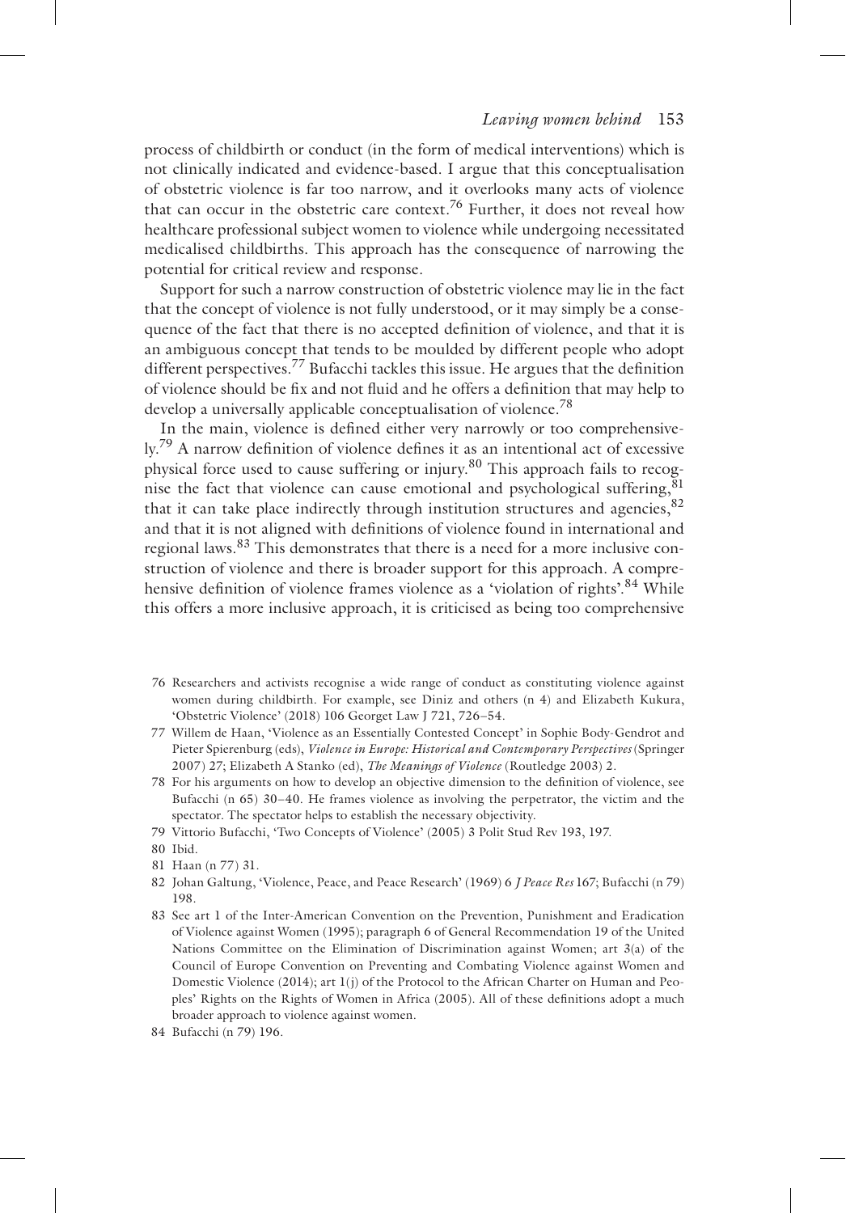process of childbirth or conduct (in the form of medical interventions) which is not clinically indicated and evidence-based. I argue that this conceptualisation of obstetric violence is far too narrow, and it overlooks many acts of violence that can occur in the obstetric care context.[76] Further, it does not reveal how healthcare professional subject women to violence while undergoing necessitated medicalised childbirths. This approach has the consequence of narrowing the potential for critical review and response.

Support for such a narrow construction of obstetric violence may lie in the fact that the concept of violence is not fully understood, or it may simply be a consequence of the fact that there is no accepted definition of violence, and that it is an ambiguous concept that tends to be moulded by different people who adopt different perspectives.[77] Bufacchi tackles this issue. He argues that the definition of violence should be fix and not fluid and he offers a definition that may help to develop a universally applicable conceptualisation of violence.[78]

In the main, violence is defined either very narrowly or too comprehensively.[79] A narrow definition of violence defines it as an intentional act of excessive physical force used to cause suffering or injury.[80] This approach fails to recognise the fact that violence can cause emotional and psychological suffering,[81] that it can take place indirectly through institution structures and agencies,[82] and that it is not aligned with definitions of violence found in international and regional laws.[83] This demonstrates that there is a need for a more inclusive construction of violence and there is broader support for this approach. A comprehensive definition of violence frames violence as a 'violation of rights'.[84] While this offers a more inclusive approach, it is criticised as being too comprehensive

76 Researchers and activists recognise a wide range of conduct as constituting violence against women during childbirth. For example, see Diniz and others (n 4) and Elizabeth Kukura, 'Obstetric Violence' (2018) 106 Georget Law J 721, 726–54.

77 Willem de Haan, 'Violence as an Essentially Contested Concept' in Sophie Body-Gendrot and Pieter Spierenburg (eds), *Violence in Europe: Historical and Contemporary Perspectives* (Springer 2007) 27; Elizabeth A Stanko (ed), *The Meanings of Violence* (Routledge 2003) 2.

78 For his arguments on how to develop an objective dimension to the definition of violence, see Bufacchi (n 65) 30–40. He frames violence as involving the perpetrator, the victim and the spectator. The spectator helps to establish the necessary objectivity.

79 Vittorio Bufacchi, 'Two Concepts of Violence' (2005) 3 Polit Stud Rev 193, 197.

80 Ibid.

81 Haan (n 77) 31.

82 Johan Galtung, 'Violence, Peace, and Peace Research' (1969) 6 *J Peace Res* 167; Bufacchi (n 79) 198.

83 See art 1 of the Inter-American Convention on the Prevention, Punishment and Eradication of Violence against Women (1995); paragraph 6 of General Recommendation 19 of the United Nations Committee on the Elimination of Discrimination against Women; art 3(a) of the Council of Europe Convention on Preventing and Combating Violence against Women and Domestic Violence (2014); art 1(j) of the Protocol to the African Charter on Human and Peoples' Rights on the Rights of Women in Africa (2005). All of these definitions adopt a much broader approach to violence against women.

84 Bufacchi (n 79) 196.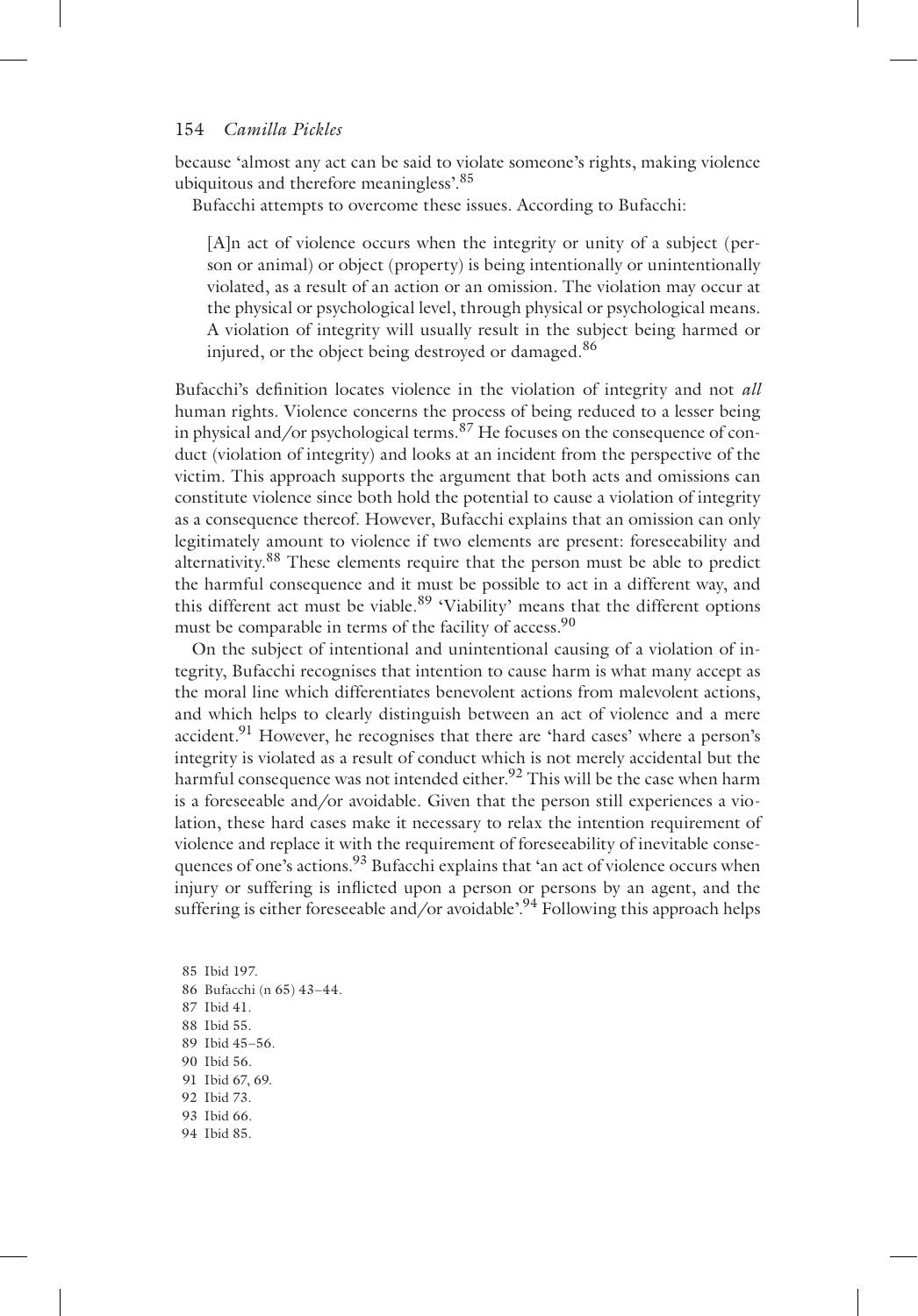because 'almost any act can be said to violate someone's rights, making violence ubiquitous and therefore meaningless'.[85]

Bufacchi attempts to overcome these issues. According to Bufacchi:

> [A]n act of violence occurs when the integrity or unity of a subject (person or animal) or object (property) is being intentionally or unintentionally violated, as a result of an action or an omission. The violation may occur at the physical or psychological level, through physical or psychological means. A violation of integrity will usually result in the subject being harmed or injured, or the object being destroyed or damaged.[86]

Bufacchi's definition locates violence in the violation of integrity and not *all* human rights. Violence concerns the process of being reduced to a lesser being in physical and/or psychological terms.[87] He focuses on the consequence of conduct (violation of integrity) and looks at an incident from the perspective of the victim. This approach supports the argument that both acts and omissions can constitute violence since both hold the potential to cause a violation of integrity as a consequence thereof. However, Bufacchi explains that an omission can only legitimately amount to violence if two elements are present: foreseeability and alternativity.[88] These elements require that the person must be able to predict the harmful consequence and it must be possible to act in a different way, and this different act must be viable.[89] 'Viability' means that the different options must be comparable in terms of the facility of access.[90]

On the subject of intentional and unintentional causing of a violation of integrity, Bufacchi recognises that intention to cause harm is what many accept as the moral line which differentiates benevolent actions from malevolent actions, and which helps to clearly distinguish between an act of violence and a mere accident.[91] However, he recognises that there are 'hard cases' where a person's integrity is violated as a result of conduct which is not merely accidental but the harmful consequence was not intended either.[92] This will be the case when harm is a foreseeable and/or avoidable. Given that the person still experiences a violation, these hard cases make it necessary to relax the intention requirement of violence and replace it with the requirement of foreseeability of inevitable consequences of one's actions.[93] Bufacchi explains that 'an act of violence occurs when injury or suffering is inflicted upon a person or persons by an agent, and the suffering is either foreseeable and/or avoidable'.[94] Following this approach helps

85 Ibid 197.
86 Bufacchi (n 65) 43–44.
87 Ibid 41.
88 Ibid 55.
89 Ibid 45–56.
90 Ibid 56.
91 Ibid 67, 69.
92 Ibid 73.
93 Ibid 66.
94 Ibid 85.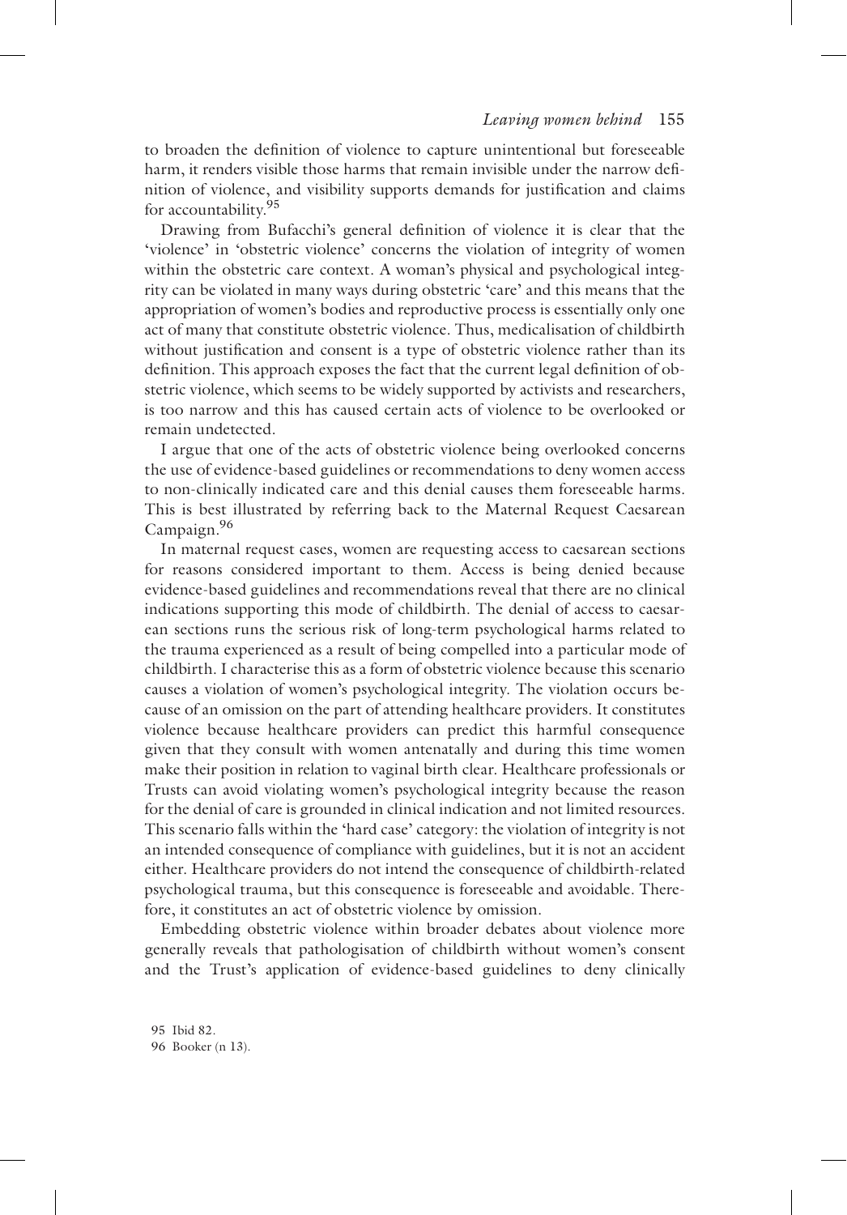to broaden the definition of violence to capture unintentional but foreseeable harm, it renders visible those harms that remain invisible under the narrow definition of violence, and visibility supports demands for justification and claims for accountability.[95]

Drawing from Bufacchi's general definition of violence it is clear that the 'violence' in 'obstetric violence' concerns the violation of integrity of women within the obstetric care context. A woman's physical and psychological integrity can be violated in many ways during obstetric 'care' and this means that the appropriation of women's bodies and reproductive process is essentially only one act of many that constitute obstetric violence. Thus, medicalisation of childbirth without justification and consent is a type of obstetric violence rather than its definition. This approach exposes the fact that the current legal definition of obstetric violence, which seems to be widely supported by activists and researchers, is too narrow and this has caused certain acts of violence to be overlooked or remain undetected.

I argue that one of the acts of obstetric violence being overlooked concerns the use of evidence-based guidelines or recommendations to deny women access to non-clinically indicated care and this denial causes them foreseeable harms. This is best illustrated by referring back to the Maternal Request Caesarean Campaign.[96]

In maternal request cases, women are requesting access to caesarean sections for reasons considered important to them. Access is being denied because evidence-based guidelines and recommendations reveal that there are no clinical indications supporting this mode of childbirth. The denial of access to caesarean sections runs the serious risk of long-term psychological harms related to the trauma experienced as a result of being compelled into a particular mode of childbirth. I characterise this as a form of obstetric violence because this scenario causes a violation of women's psychological integrity. The violation occurs because of an omission on the part of attending healthcare providers. It constitutes violence because healthcare providers can predict this harmful consequence given that they consult with women antenatally and during this time women make their position in relation to vaginal birth clear. Healthcare professionals or Trusts can avoid violating women's psychological integrity because the reason for the denial of care is grounded in clinical indication and not limited resources. This scenario falls within the 'hard case' category: the violation of integrity is not an intended consequence of compliance with guidelines, but it is not an accident either. Healthcare providers do not intend the consequence of childbirth-related psychological trauma, but this consequence is foreseeable and avoidable. Therefore, it constitutes an act of obstetric violence by omission.

Embedding obstetric violence within broader debates about violence more generally reveals that pathologisation of childbirth without women's consent and the Trust's application of evidence-based guidelines to deny clinically

95 Ibid 82.

96 Booker (n 13).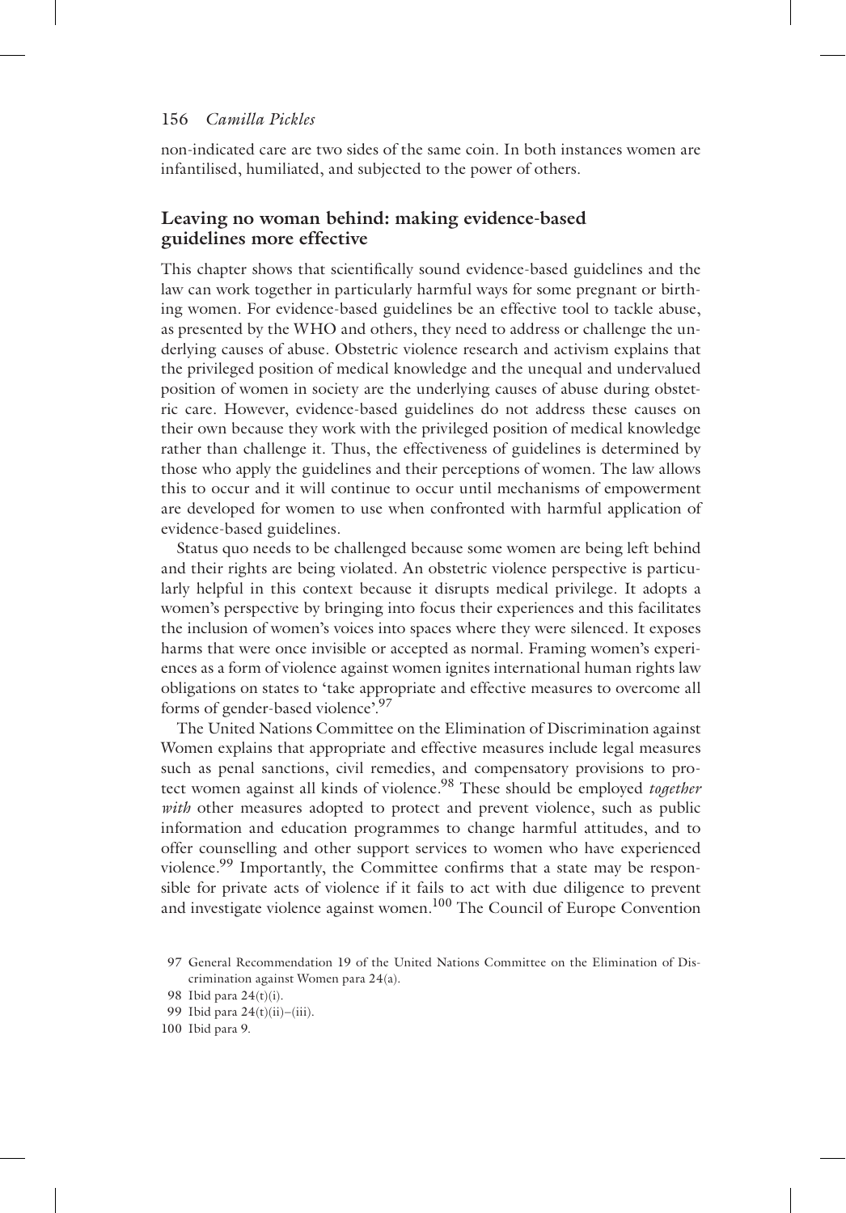non-indicated care are two sides of the same coin. In both instances women are infantilised, humiliated, and subjected to the power of others.

## Leaving no woman behind: making evidence-based guidelines more effective

This chapter shows that scientifically sound evidence-based guidelines and the law can work together in particularly harmful ways for some pregnant or birthing women. For evidence-based guidelines be an effective tool to tackle abuse, as presented by the WHO and others, they need to address or challenge the underlying causes of abuse. Obstetric violence research and activism explains that the privileged position of medical knowledge and the unequal and undervalued position of women in society are the underlying causes of abuse during obstetric care. However, evidence-based guidelines do not address these causes on their own because they work with the privileged position of medical knowledge rather than challenge it. Thus, the effectiveness of guidelines is determined by those who apply the guidelines and their perceptions of women. The law allows this to occur and it will continue to occur until mechanisms of empowerment are developed for women to use when confronted with harmful application of evidence-based guidelines.

Status quo needs to be challenged because some women are being left behind and their rights are being violated. An obstetric violence perspective is particularly helpful in this context because it disrupts medical privilege. It adopts a women's perspective by bringing into focus their experiences and this facilitates the inclusion of women's voices into spaces where they were silenced. It exposes harms that were once invisible or accepted as normal. Framing women's experiences as a form of violence against women ignites international human rights law obligations on states to 'take appropriate and effective measures to overcome all forms of gender-based violence'.[97]

The United Nations Committee on the Elimination of Discrimination against Women explains that appropriate and effective measures include legal measures such as penal sanctions, civil remedies, and compensatory provisions to protect women against all kinds of violence.[98] These should be employed *together with* other measures adopted to protect and prevent violence, such as public information and education programmes to change harmful attitudes, and to offer counselling and other support services to women who have experienced violence.[99] Importantly, the Committee confirms that a state may be responsible for private acts of violence if it fails to act with due diligence to prevent and investigate violence against women.[100] The Council of Europe Convention

97 General Recommendation 19 of the United Nations Committee on the Elimination of Discrimination against Women para 24(a).

98 Ibid para 24(t)(i).

99 Ibid para 24(t)(ii)–(iii).

100 Ibid para 9.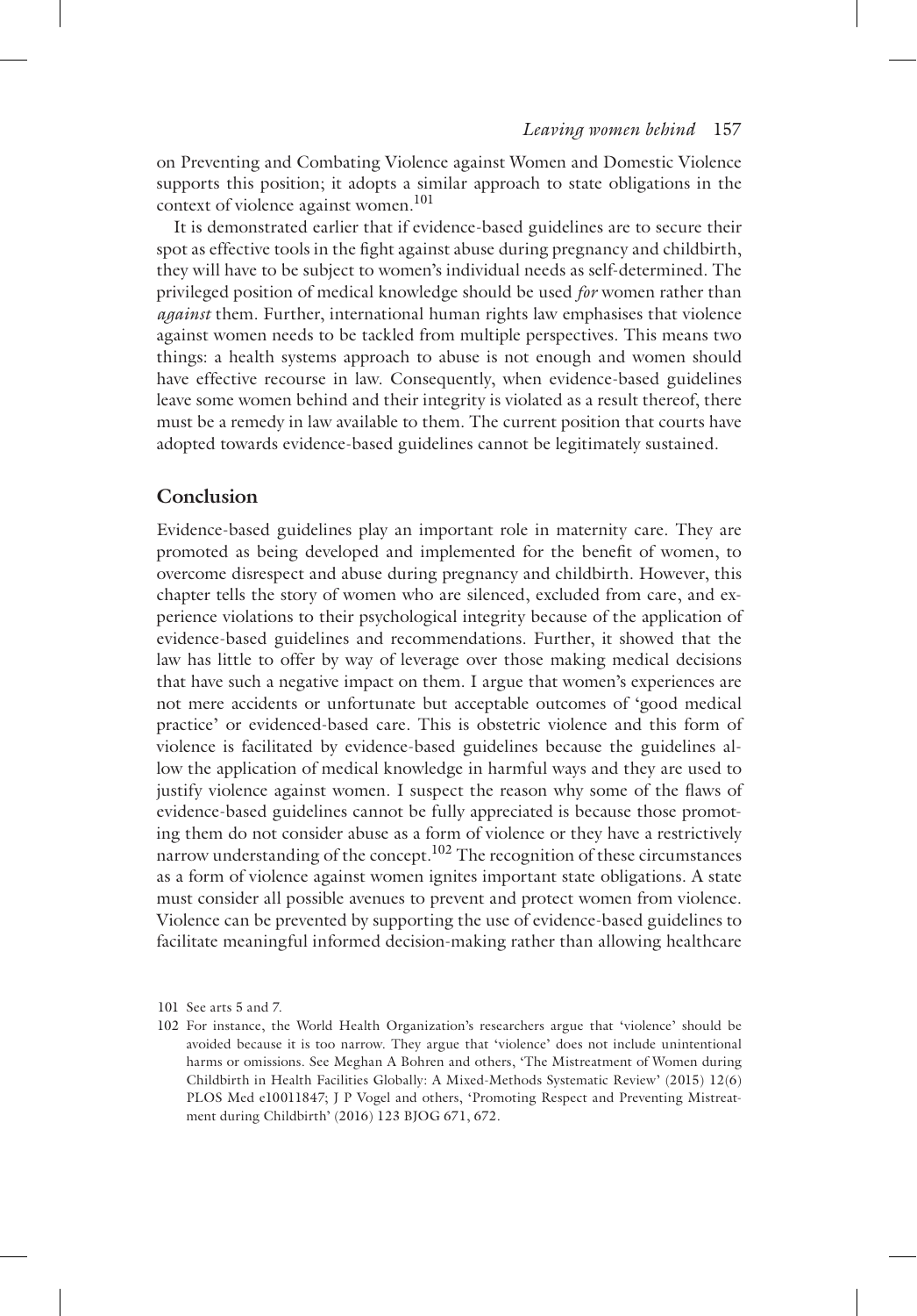on Preventing and Combating Violence against Women and Domestic Violence supports this position; it adopts a similar approach to state obligations in the context of violence against women.[101]

It is demonstrated earlier that if evidence-based guidelines are to secure their spot as effective tools in the fight against abuse during pregnancy and childbirth, they will have to be subject to women's individual needs as self-determined. The privileged position of medical knowledge should be used *for* women rather than *against* them. Further, international human rights law emphasises that violence against women needs to be tackled from multiple perspectives. This means two things: a health systems approach to abuse is not enough and women should have effective recourse in law. Consequently, when evidence-based guidelines leave some women behind and their integrity is violated as a result thereof, there must be a remedy in law available to them. The current position that courts have adopted towards evidence-based guidelines cannot be legitimately sustained.

## Conclusion

Evidence-based guidelines play an important role in maternity care. They are promoted as being developed and implemented for the benefit of women, to overcome disrespect and abuse during pregnancy and childbirth. However, this chapter tells the story of women who are silenced, excluded from care, and experience violations to their psychological integrity because of the application of evidence-based guidelines and recommendations. Further, it showed that the law has little to offer by way of leverage over those making medical decisions that have such a negative impact on them. I argue that women's experiences are not mere accidents or unfortunate but acceptable outcomes of 'good medical practice' or evidenced-based care. This is obstetric violence and this form of violence is facilitated by evidence-based guidelines because the guidelines allow the application of medical knowledge in harmful ways and they are used to justify violence against women. I suspect the reason why some of the flaws of evidence-based guidelines cannot be fully appreciated is because those promoting them do not consider abuse as a form of violence or they have a restrictively narrow understanding of the concept.[102] The recognition of these circumstances as a form of violence against women ignites important state obligations. A state must consider all possible avenues to prevent and protect women from violence. Violence can be prevented by supporting the use of evidence-based guidelines to facilitate meaningful informed decision-making rather than allowing healthcare

101 See arts 5 and 7.

102 For instance, the World Health Organization's researchers argue that 'violence' should be avoided because it is too narrow. They argue that 'violence' does not include unintentional harms or omissions. See Meghan A Bohren and others, 'The Mistreatment of Women during Childbirth in Health Facilities Globally: A Mixed-Methods Systematic Review' (2015) 12(6) PLOS Med e10011847; J P Vogel and others, 'Promoting Respect and Preventing Mistreatment during Childbirth' (2016) 123 BJOG 671, 672.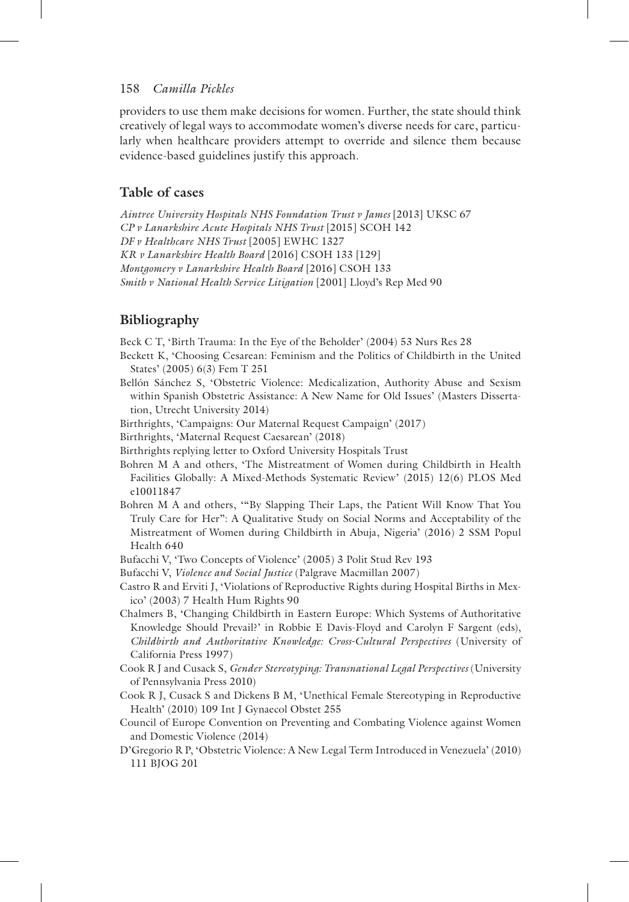providers to use them make decisions for women. Further, the state should think creatively of legal ways to accommodate women's diverse needs for care, particularly when healthcare providers attempt to override and silence them because evidence-based guidelines justify this approach.

## Table of cases

*Aintree University Hospitals NHS Foundation Trust v James* [2013] UKSC 67
*CP v Lanarkshire Acute Hospitals NHS Trust* [2015] SCOH 142
*DF v Healthcare NHS Trust* [2005] EWHC 1327
*KR v Lanarkshire Health Board* [2016] CSOH 133 [129]
*Montgomery v Lanarkshire Health Board* [2016] CSOH 133
*Smith v National Health Service Litigation* [2001] Lloyd's Rep Med 90

## Bibliography

Beck C T, 'Birth Trauma: In the Eye of the Beholder' (2004) 53 Nurs Res 28

Beckett K, 'Choosing Cesarean: Feminism and the Politics of Childbirth in the United States' (2005) 6(3) Fem T 251

Bellón Sánchez S, 'Obstetric Violence: Medicalization, Authority Abuse and Sexism within Spanish Obstetric Assistance: A New Name for Old Issues' (Masters Dissertation, Utrecht University 2014)

Birthrights, 'Campaigns: Our Maternal Request Campaign' (2017)

Birthrights, 'Maternal Request Caesarean' (2018)

Birthrights replying letter to Oxford University Hospitals Trust

Bohren M A and others, 'The Mistreatment of Women during Childbirth in Health Facilities Globally: A Mixed-Methods Systematic Review' (2015) 12(6) PLOS Med e10011847

Bohren M A and others, '"By Slapping Their Laps, the Patient Will Know That You Truly Care for Her": A Qualitative Study on Social Norms and Acceptability of the Mistreatment of Women during Childbirth in Abuja, Nigeria' (2016) 2 SSM Popul Health 640

Bufacchi V, 'Two Concepts of Violence' (2005) 3 Polit Stud Rev 193

Bufacchi V, *Violence and Social Justice* (Palgrave Macmillan 2007)

Castro R and Erviti J, 'Violations of Reproductive Rights during Hospital Births in Mexico' (2003) 7 Health Hum Rights 90

Chalmers B, 'Changing Childbirth in Eastern Europe: Which Systems of Authoritative Knowledge Should Prevail?' in Robbie E Davis-Floyd and Carolyn F Sargent (eds), *Childbirth and Authoritative Knowledge: Cross-Cultural Perspectives* (University of California Press 1997)

Cook R J and Cusack S, *Gender Stereotyping: Transnational Legal Perspectives* (University of Pennsylvania Press 2010)

Cook R J, Cusack S and Dickens B M, 'Unethical Female Stereotyping in Reproductive Health' (2010) 109 Int J Gynaecol Obstet 255

Council of Europe Convention on Preventing and Combating Violence against Women and Domestic Violence (2014)

D'Gregorio R P, 'Obstetric Violence: A New Legal Term Introduced in Venezuela' (2010) 111 BJOG 201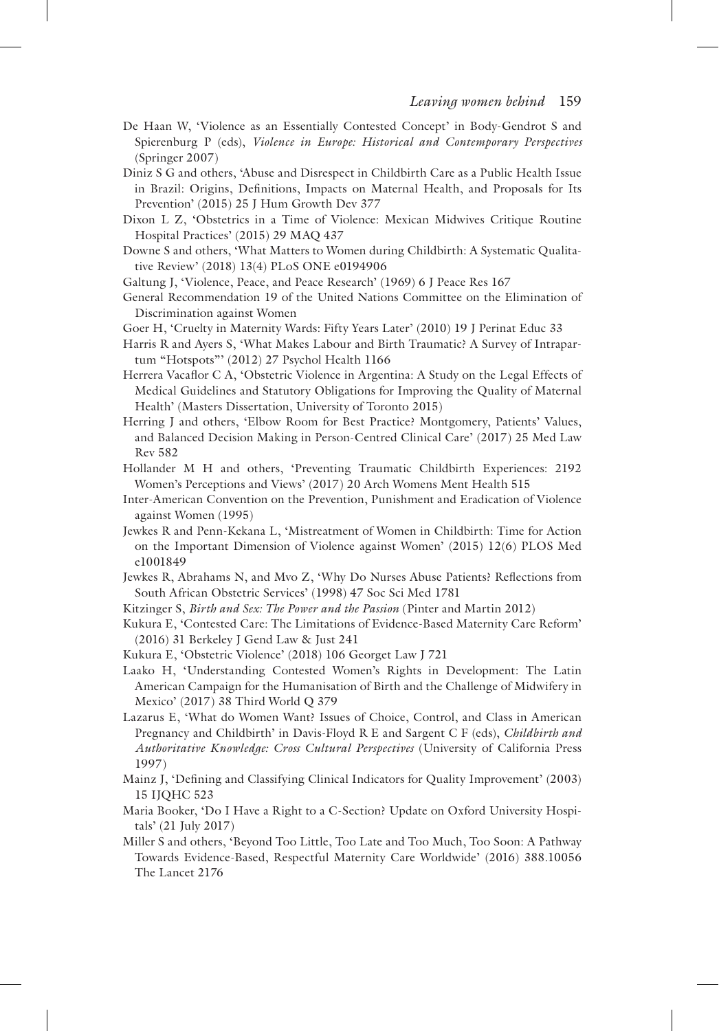De Haan W, 'Violence as an Essentially Contested Concept' in Body-Gendrot S and Spierenburg P (eds), *Violence in Europe: Historical and Contemporary Perspectives* (Springer 2007)

Diniz S G and others, 'Abuse and Disrespect in Childbirth Care as a Public Health Issue in Brazil: Origins, Definitions, Impacts on Maternal Health, and Proposals for Its Prevention' (2015) 25 J Hum Growth Dev 377

Dixon L Z, 'Obstetrics in a Time of Violence: Mexican Midwives Critique Routine Hospital Practices' (2015) 29 MAQ 437

Downe S and others, 'What Matters to Women during Childbirth: A Systematic Qualitative Review' (2018) 13(4) PLoS ONE e0194906

Galtung J, 'Violence, Peace, and Peace Research' (1969) 6 J Peace Res 167

General Recommendation 19 of the United Nations Committee on the Elimination of Discrimination against Women

Goer H, 'Cruelty in Maternity Wards: Fifty Years Later' (2010) 19 J Perinat Educ 33

Harris R and Ayers S, 'What Makes Labour and Birth Traumatic? A Survey of Intrapartum "Hotspots"' (2012) 27 Psychol Health 1166

Herrera Vacaflor C A, 'Obstetric Violence in Argentina: A Study on the Legal Effects of Medical Guidelines and Statutory Obligations for Improving the Quality of Maternal Health' (Masters Dissertation, University of Toronto 2015)

Herring J and others, 'Elbow Room for Best Practice? Montgomery, Patients' Values, and Balanced Decision Making in Person-Centred Clinical Care' (2017) 25 Med Law Rev 582

Hollander M H and others, 'Preventing Traumatic Childbirth Experiences: 2192 Women's Perceptions and Views' (2017) 20 Arch Womens Ment Health 515

Inter-American Convention on the Prevention, Punishment and Eradication of Violence against Women (1995)

Jewkes R and Penn-Kekana L, 'Mistreatment of Women in Childbirth: Time for Action on the Important Dimension of Violence against Women' (2015) 12(6) PLOS Med e1001849

Jewkes R, Abrahams N, and Mvo Z, 'Why Do Nurses Abuse Patients? Reflections from South African Obstetric Services' (1998) 47 Soc Sci Med 1781

Kitzinger S, *Birth and Sex: The Power and the Passion* (Pinter and Martin 2012)

Kukura E, 'Contested Care: The Limitations of Evidence-Based Maternity Care Reform' (2016) 31 Berkeley J Gend Law & Just 241

Kukura E, 'Obstetric Violence' (2018) 106 Georget Law J 721

Laako H, 'Understanding Contested Women's Rights in Development: The Latin American Campaign for the Humanisation of Birth and the Challenge of Midwifery in Mexico' (2017) 38 Third World Q 379

Lazarus E, 'What do Women Want? Issues of Choice, Control, and Class in American Pregnancy and Childbirth' in Davis-Floyd R E and Sargent C F (eds), *Childbirth and Authoritative Knowledge: Cross Cultural Perspectives* (University of California Press 1997)

Mainz J, 'Defining and Classifying Clinical Indicators for Quality Improvement' (2003) 15 IJQHC 523

Maria Booker, 'Do I Have a Right to a C-Section? Update on Oxford University Hospitals' (21 July 2017)

Miller S and others, 'Beyond Too Little, Too Late and Too Much, Too Soon: A Pathway Towards Evidence-Based, Respectful Maternity Care Worldwide' (2016) 388.10056 The Lancet 2176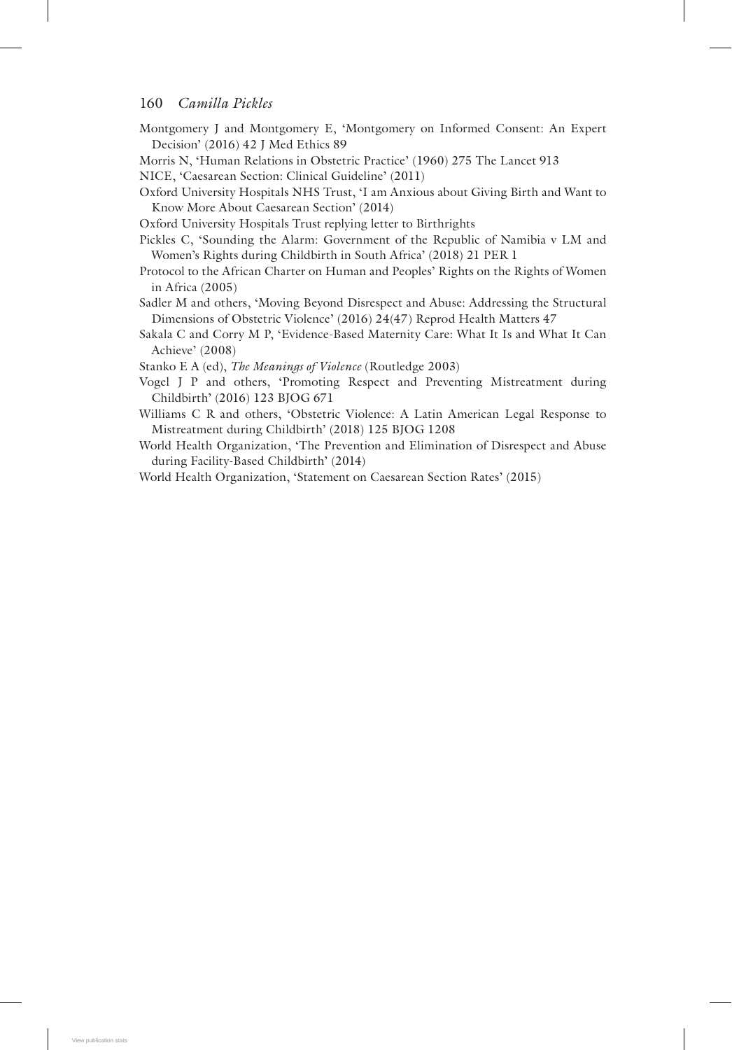Montgomery J and Montgomery E, 'Montgomery on Informed Consent: An Expert Decision' (2016) 42 J Med Ethics 89

Morris N, 'Human Relations in Obstetric Practice' (1960) 275 The Lancet 913

NICE, 'Caesarean Section: Clinical Guideline' (2011)

Oxford University Hospitals NHS Trust, 'I am Anxious about Giving Birth and Want to Know More About Caesarean Section' (2014)

Oxford University Hospitals Trust replying letter to Birthrights

Pickles C, 'Sounding the Alarm: Government of the Republic of Namibia v LM and Women's Rights during Childbirth in South Africa' (2018) 21 PER 1

Protocol to the African Charter on Human and Peoples' Rights on the Rights of Women in Africa (2005)

Sadler M and others, 'Moving Beyond Disrespect and Abuse: Addressing the Structural Dimensions of Obstetric Violence' (2016) 24(47) Reprod Health Matters 47

Sakala C and Corry M P, 'Evidence-Based Maternity Care: What It Is and What It Can Achieve' (2008)

Stanko E A (ed), *The Meanings of Violence* (Routledge 2003)

Vogel J P and others, 'Promoting Respect and Preventing Mistreatment during Childbirth' (2016) 123 BJOG 671

Williams C R and others, 'Obstetric Violence: A Latin American Legal Response to Mistreatment during Childbirth' (2018) 125 BJOG 1208

World Health Organization, 'The Prevention and Elimination of Disrespect and Abuse during Facility-Based Childbirth' (2014)

World Health Organization, 'Statement on Caesarean Section Rates' (2015)